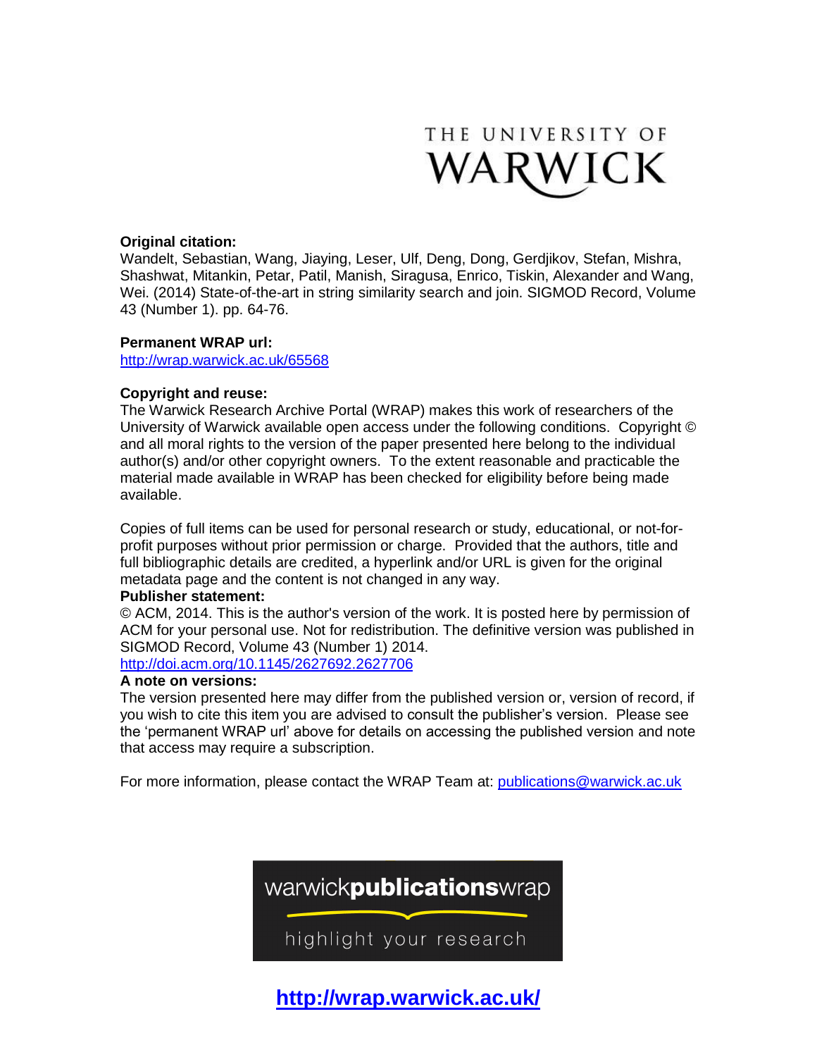THE UNIVERSITY OF WARWICK

**Original citation:**
Wandelt, Sebastian, Wang, Jiaying, Leser, Ulf, Deng, Dong, Gerdjikov, Stefan, Mishra, Shashwat, Mitankin, Petar, Patil, Manish, Siragusa, Enrico, Tiskin, Alexander and Wang, Wei. (2014) State-of-the-art in string similarity search and join. SIGMOD Record, Volume 43 (Number 1). pp. 64-76.

**Permanent WRAP url:**
http://wrap.warwick.ac.uk/65568

**Copyright and reuse:**
The Warwick Research Archive Portal (WRAP) makes this work of researchers of the University of Warwick available open access under the following conditions. Copyright © and all moral rights to the version of the paper presented here belong to the individual author(s) and/or other copyright owners. To the extent reasonable and practicable the material made available in WRAP has been checked for eligibility before being made available.

Copies of full items can be used for personal research or study, educational, or not-for-profit purposes without prior permission or charge. Provided that the authors, title and full bibliographic details are credited, a hyperlink and/or URL is given for the original metadata page and the content is not changed in any way.

**Publisher statement:**
© ACM, 2014. This is the author's version of the work. It is posted here by permission of ACM for your personal use. Not for redistribution. The definitive version was published in SIGMOD Record, Volume 43 (Number 1) 2014.
http://doi.acm.org/10.1145/2627692.2627706

**A note on versions:**
The version presented here may differ from the published version or, version of record, if you wish to cite this item you are advised to consult the publisher's version. Please see the 'permanent WRAP url' above for details on accessing the published version and note that access may require a subscription.

For more information, please contact the WRAP Team at: publications@warwick.ac.uk

warwick**publications**wrap

highlight your research

**http://wrap.warwick.ac.uk/**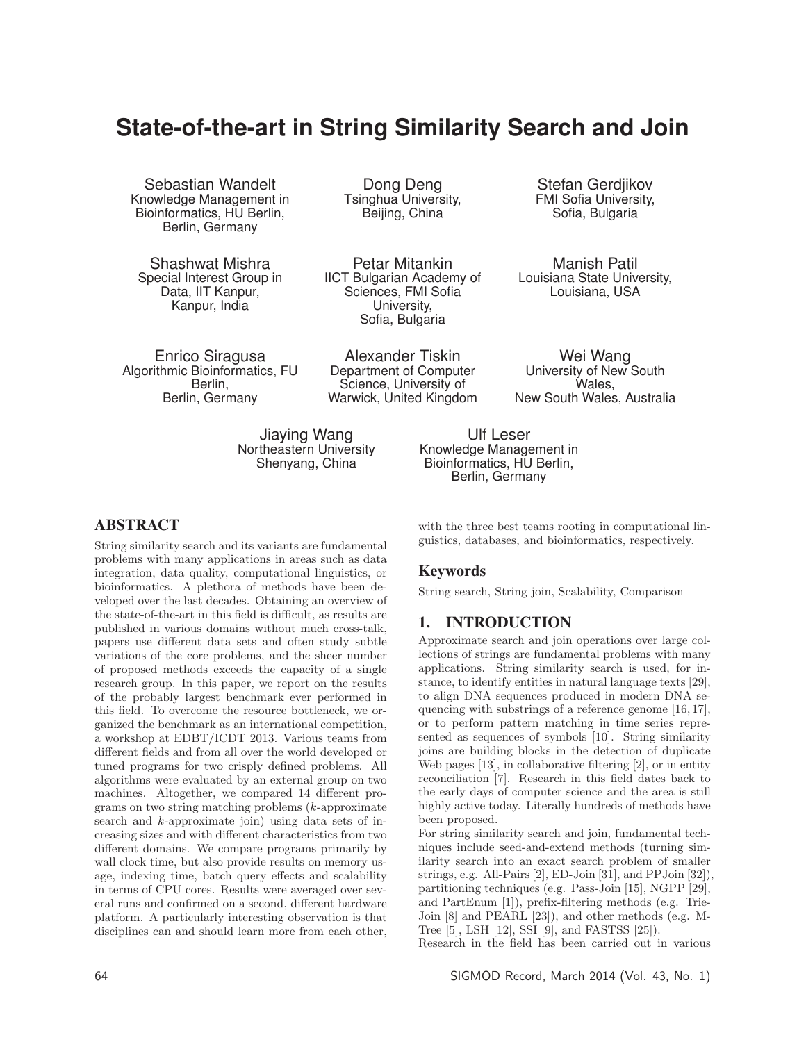# State-of-the-art in String Similarity Search and Join

Sebastian Wandelt
Knowledge Management in Bioinformatics, HU Berlin, Berlin, Germany

Dong Deng
Tsinghua University, Beijing, China

Stefan Gerdjikov
FMI Sofia University, Sofia, Bulgaria

Shashwat Mishra
Special Interest Group in Data, IIT Kanpur, Kanpur, India

Petar Mitankin
IICT Bulgarian Academy of Sciences, FMI Sofia University, Sofia, Bulgaria

Manish Patil
Louisiana State University, Louisiana, USA

Enrico Siragusa
Algorithmic Bioinformatics, FU Berlin, Berlin, Germany

Alexander Tiskin
Department of Computer Science, University of Warwick, United Kingdom

Wei Wang
University of New South Wales, New South Wales, Australia

Jiaying Wang
Northeastern University Shenyang, China

Ulf Leser
Knowledge Management in Bioinformatics, HU Berlin, Berlin, Germany

## ABSTRACT

String similarity search and its variants are fundamental problems with many applications in areas such as data integration, data quality, computational linguistics, or bioinformatics. A plethora of methods have been developed over the last decades. Obtaining an overview of the state-of-the-art in this field is difficult, as results are published in various domains without much cross-talk, papers use different data sets and often study subtle variations of the core problems, and the sheer number of proposed methods exceeds the capacity of a single research group. In this paper, we report on the results of the probably largest benchmark ever performed in this field. To overcome the resource bottleneck, we organized the benchmark as an international competition, a workshop at EDBT/ICDT 2013. Various teams from different fields and from all over the world developed or tuned programs for two crisply defined problems. All algorithms were evaluated by an external group on two machines. Altogether, we compared 14 different programs on two string matching problems ($k$-approximate search and $k$-approximate join) using data sets of increasing sizes and with different characteristics from two different domains. We compare programs primarily by wall clock time, but also provide results on memory usage, indexing time, batch query effects and scalability in terms of CPU cores. Results were averaged over several runs and confirmed on a second, different hardware platform. A particularly interesting observation is that disciplines can and should learn more from each other, with the three best teams rooting in computational linguistics, databases, and bioinformatics, respectively.

### Keywords

String search, String join, Scalability, Comparison

## 1. INTRODUCTION

Approximate search and join operations over large collections of strings are fundamental problems with many applications. String similarity search is used, for instance, to identify entities in natural language texts [29], to align DNA sequences produced in modern DNA sequencing with substrings of a reference genome [16,17], or to perform pattern matching in time series represented as sequences of symbols [10]. String similarity joins are building blocks in the detection of duplicate Web pages [13], in collaborative filtering [2], or in entity reconciliation [7]. Research in this field dates back to the early days of computer science and the area is still highly active today. Literally hundreds of methods have been proposed.

For string similarity search and join, fundamental techniques include seed-and-extend methods (turning similarity search into an exact search problem of smaller strings, e.g. All-Pairs [2], ED-Join [31], and PPJoin [32]), partitioning techniques (e.g. Pass-Join [15], NGPP [29], and PartEnum [1]), prefix-filtering methods (e.g. Trie-Join [8] and PEARL [23]), and other methods (e.g. M-Tree [5], LSH [12], SSI [9], and FASTSS [25]).

Research in the field has been carried out in various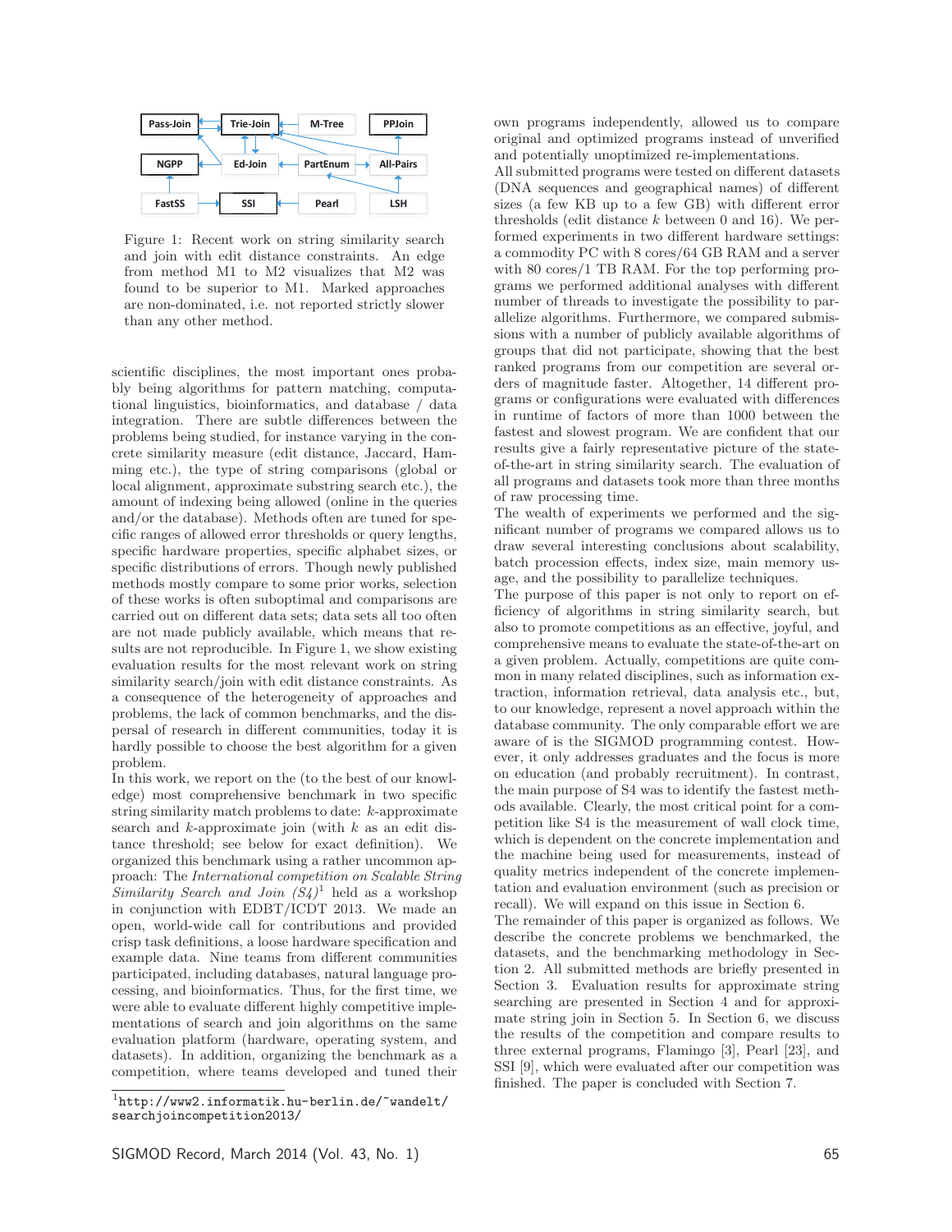Figure 1: Recent work on string similarity search and join with edit distance constraints. An edge from method M1 to M2 visualizes that M2 was found to be superior to M1. Marked approaches are non-dominated, i.e. not reported strictly slower than any other method.

scientific disciplines, the most important ones probably being algorithms for pattern matching, computational linguistics, bioinformatics, and database / data integration. There are subtle differences between the problems being studied, for instance varying in the concrete similarity measure (edit distance, Jaccard, Hamming etc.), the type of string comparisons (global or local alignment, approximate substring search etc.), the amount of indexing being allowed (online in the queries and/or the database). Methods often are tuned for specific ranges of allowed error thresholds or query lengths, specific hardware properties, specific alphabet sizes, or specific distributions of errors. Though newly published methods mostly compare to some prior works, selection of these works is often suboptimal and comparisons are carried out on different data sets; data sets all too often are not made publicly available, which means that results are not reproducible. In Figure 1, we show existing evaluation results for the most relevant work on string similarity search/join with edit distance constraints. As a consequence of the heterogeneity of approaches and problems, the lack of common benchmarks, and the dispersal of research in different communities, today it is hardly possible to choose the best algorithm for a given problem.

In this work, we report on the (to the best of our knowledge) most comprehensive benchmark in two specific string similarity match problems to date: $k$-approximate search and $k$-approximate join (with $k$ as an edit distance threshold; see below for exact definition). We organized this benchmark using a rather uncommon approach: The *International competition on Scalable String Similarity Search and Join (S4)*[1] held as a workshop in conjunction with EDBT/ICDT 2013. We made an open, world-wide call for contributions and provided crisp task definitions, a loose hardware specification and example data. Nine teams from different communities participated, including databases, natural language processing, and bioinformatics. Thus, for the first time, we were able to evaluate different highly competitive implementations of search and join algorithms on the same evaluation platform (hardware, operating system, and datasets). In addition, organizing the benchmark as a competition, where teams developed and tuned their own programs independently, allowed us to compare original and optimized programs instead of unverified and potentially unoptimized re-implementations.

All submitted programs were tested on different datasets (DNA sequences and geographical names) of different sizes (a few KB up to a few GB) with different error thresholds (edit distance $k$ between 0 and 16). We performed experiments in two different hardware settings: a commodity PC with 8 cores/64 GB RAM and a server with 80 cores/1 TB RAM. For the top performing programs we performed additional analyses with different number of threads to investigate the possibility to parallelize algorithms. Furthermore, we compared submissions with a number of publicly available algorithms of groups that did not participate, showing that the best ranked programs from our competition are several orders of magnitude faster. Altogether, 14 different programs or configurations were evaluated with differences in runtime of factors of more than 1000 between the fastest and slowest program. We are confident that our results give a fairly representative picture of the state-of-the-art in string similarity search. The evaluation of all programs and datasets took more than three months of raw processing time.

The wealth of experiments we performed and the significant number of programs we compared allows us to draw several interesting conclusions about scalability, batch procession effects, index size, main memory usage, and the possibility to parallelize techniques.

The purpose of this paper is not only to report on efficiency of algorithms in string similarity search, but also to promote competitions as an effective, joyful, and comprehensive means to evaluate the state-of-the-art on a given problem. Actually, competitions are quite common in many related disciplines, such as information extraction, information retrieval, data analysis etc., but, to our knowledge, represent a novel approach within the database community. The only comparable effort we are aware of is the SIGMOD programming contest. However, it only addresses graduates and the focus is more on education (and probably recruitment). In contrast, the main purpose of S4 was to identify the fastest methods available. Clearly, the most critical point for a competition like S4 is the measurement of wall clock time, which is dependent on the concrete implementation and the machine being used for measurements, instead of quality metrics independent of the concrete implementation and evaluation environment (such as precision or recall). We will expand on this issue in Section 6.

The remainder of this paper is organized as follows. We describe the concrete problems we benchmarked, the datasets, and the benchmarking methodology in Section 2. All submitted methods are briefly presented in Section 3. Evaluation results for approximate string searching are presented in Section 4 and for approximate string join in Section 5. In Section 6, we discuss the results of the competition and compare results to three external programs, Flamingo [3], Pearl [23], and SSI [9], which were evaluated after our competition was finished. The paper is concluded with Section 7.

[1] http://www2.informatik.hu-berlin.de/~wandelt/searchjoincompetition2013/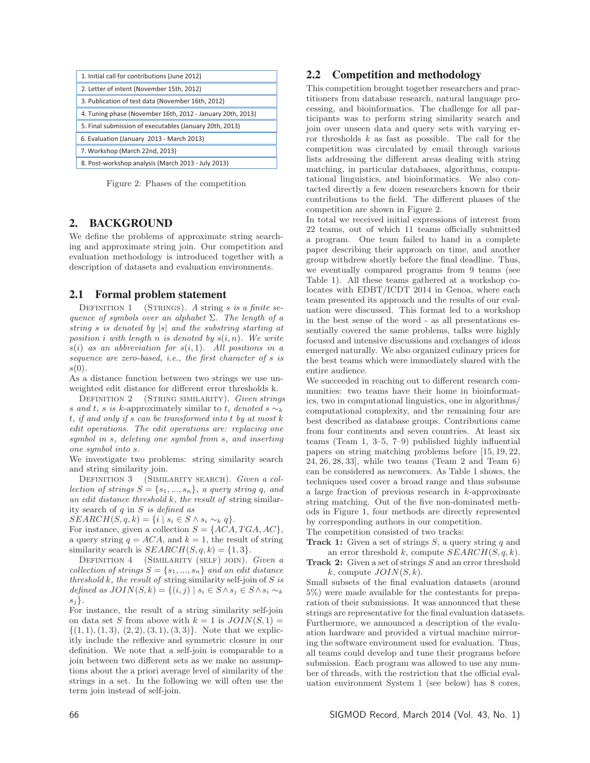| 1. Initial call for contributions (June 2012) |
|---|
| 2. Letter of intent (November 15th, 2012) |
| 3. Publication of test data (November 16th, 2012) |
| 4. Tuning phase (November 16th, 2012 - January 20th, 2013) |
| 5. Final submission of executables (January 20th, 2013) |
| 6. Evaluation (January 2013 - March 2013) |
| 7. Workshop (March 22nd, 2013) |
| 8. Post-workshop analysis (March 2013 - July 2013) |

Figure 2: Phases of the competition

## 2. BACKGROUND

We define the problems of approximate string searching and approximate string join. Our competition and evaluation methodology is introduced together with a description of datasets and evaluation environments.

### 2.1 Formal problem statement

Definition 1 (Strings). *A string $s$ is a finite sequence of symbols over an alphabet $\Sigma$. The length of a string $s$ is denoted by $|s|$ and the substring starting at position $i$ with length $n$ is denoted by $s(i, n)$. We write $s(i)$ as an abbreviation for $s(i, 1)$. All positions in a sequence are zero-based, i.e., the first character of $s$ is $s(0)$.*

As a distance function between two strings we use unweighted edit distance for different error thresholds k.

Definition 2 (String similarity). *Given strings $s$ and $t$, $s$ is $k$-approximately similar to $t$, denoted $s \sim_k t$, if and only if $s$ can be transformed into $t$ by at most $k$ edit operations. The edit operations are: replacing one symbol in $s$, deleting one symbol from $s$, and inserting one symbol into $s$.*

We investigate two problems: string similarity search and string similarity join.

Definition 3 (Similarity search). *Given a collection of strings $S = \{s_1, ..., s_n\}$, a query string $q$, and an edit distance threshold $k$, the result of* string similarity search of $q$ in $S$ *is defined as*

$SEARCH(S, q, k) = \{i \mid s_i \in S \wedge s_i \sim_k q\}$.

For instance, given a collection $S = \{ACA, TGA, AC\}$, a query string $q = ACA$, and $k = 1$, the result of string similarity search is $SEARCH(S, q, k) = \{1, 3\}$.

Definition 4 (Similarity (self) join). *Given a collection of strings $S = \{s_1, ..., s_n\}$ and an edit distance threshold $k$, the result of* string similarity self-join of $S$ *is defined as $JOIN(S, k) = \{(i, j) \mid s_i \in S \wedge s_j \in S \wedge s_i \sim_k s_j\}$.*

For instance, the result of a string similarity self-join on data set $S$ from above with $k = 1$ is $JOIN(S, 1) = \{(1, 1), (1, 3), (2, 2), (3, 1), (3, 3)\}$. Note that we explicitly include the reflexive and symmetric closure in our definition. We note that a self-join is comparable to a join between two different sets as we make no assumptions about the a priori average level of similarity of the strings in a set. In the following we will often use the term join instead of self-join.

### 2.2 Competition and methodology

This competition brought together researchers and practitioners from database research, natural language processing, and bioinformatics. The challenge for all participants was to perform string similarity search and join over unseen data and query sets with varying error thresholds $k$ as fast as possible. The call for the competition was circulated by email through various lists addressing the different areas dealing with string matching, in particular databases, algorithms, computational linguistics, and bioinformatics. We also contacted directly a few dozen researchers known for their contributions to the field. The different phases of the competition are shown in Figure 2.

In total we received initial expressions of interest from 22 teams, out of which 11 teams officially submitted a program. One team failed to hand in a complete paper describing their approach on time, and another group withdrew shortly before the final deadline. Thus, we eventually compared programs from 9 teams (see Table 1). All these teams gathered at a workshop colocates with EDBT/ICDT 2014 in Genoa, where each team presented its approach and the results of our evaluation were discussed. This format led to a workshop in the best sense of the word - as all presentations essentially covered the same problems, talks were highly focused and intensive discussions and exchanges of ideas emerged naturally. We also organized culinary prices for the best teams which were immediately shared with the entire audience.

We succeeded in reaching out to different research communities: two teams have their home in bioinformatics, two in computational linguistics, one in algorithms/computational complexity, and the remaining four are best described as database groups. Contributions came from four continents and seven countries. At least six teams (Team 1, 3–5, 7–9) published highly influential papers on string matching problems before [15, 19, 22, 24, 26, 28, 33], while two teams (Team 2 and Team 6) can be considered as newcomers. As Table 1 shows, the techniques used cover a broad range and thus subsume a large fraction of previous research in $k$-approximate string matching. Out of the five non-dominated methods in Figure 1, four methods are directly represented by corresponding authors in our competition.

The competition consisted of two tracks:

**Track 1:** Given a set of strings $S$, a query string $q$ and an error threshold $k$, compute $SEARCH(S, q, k)$.

**Track 2:** Given a set of strings $S$ and an error threshold $k$, compute $JOIN(S, k)$.

Small subsets of the final evaluation datasets (around 5%) were made available for the contestants for preparation of their submissions. It was announced that these strings are representative for the final evaluation datasets. Furthermore, we announced a description of the evaluation hardware and provided a virtual machine mirroring the software environment used for evaluation. Thus, all teams could develop and tune their programs before submission. Each program was allowed to use any number of threads, with the restriction that the official evaluation environment System 1 (see below) has 8 cores,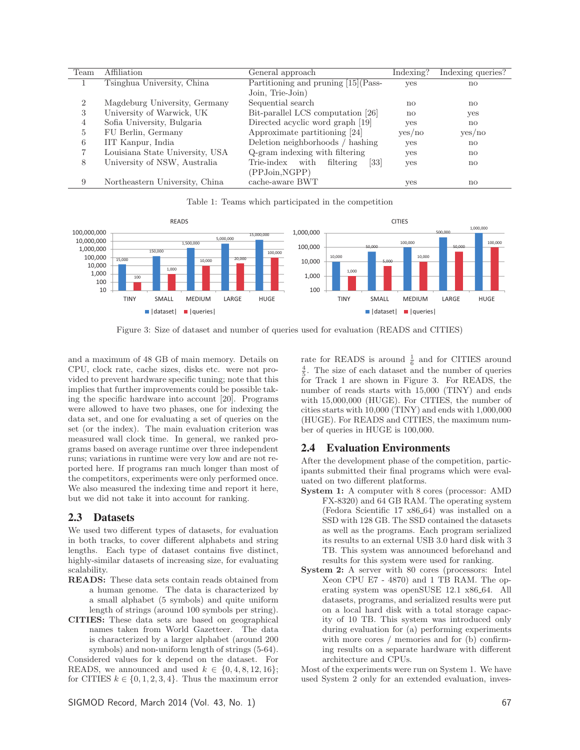| Team | Affiliation | General approach | Indexing? | Indexing queries? |
|---|---|---|---|---|
| 1 | Tsinghua University, China | Partitioning and pruning [15](Pass-Join, Trie-Join) | yes | no |
| 2 | Magdeburg University, Germany | Sequential search | no | no |
| 3 | University of Warwick, UK | Bit-parallel LCS computation [26] | no | yes |
| 4 | Sofia University, Bulgaria | Directed acyclic word graph [19] | yes | no |
| 5 | FU Berlin, Germany | Approximate partitioning [24] | yes/no | yes/no |
| 6 | IIT Kanpur, India | Deletion neighborhoods / hashing | yes | no |
| 7 | Louisiana State University, USA | Q-gram indexing with filtering | yes | no |
| 8 | University of NSW, Australia | Trie-index with filtering [33] (PPJoin,NGPP) | yes | no |
| 9 | Northeastern University, China | cache-aware BWT | yes | no |

Table 1: Teams which participated in the competition

READS

| | TINY | SMALL | MEDIUM | LARGE | HUGE |
|---|---|---|---|---|---|
| \|dataset\| | 15,000 | 150,000 | 1,500,000 | 5,000,000 | 15,000,000 |
| \|queries\| | 100 | 1,000 | 10,000 | 20,000 | 100,000 |

CITIES

| | TINY | SMALL | MEDIUM | LARGE | HUGE |
|---|---|---|---|---|---|
| \|dataset\| | 10,000 | 50,000 | 100,000 | 500,000 | 1,000,000 |
| \|queries\| | 1,000 | 5,000 | 10,000 | 50,000 | 100,000 |

Figure 3: Size of dataset and number of queries used for evaluation (READS and CITIES)

and a maximum of 48 GB of main memory. Details on CPU, clock rate, cache sizes, disks etc. were not provided to prevent hardware specific tuning; note that this implies that further improvements could be possible taking the specific hardware into account [20]. Programs were allowed to have two phases, one for indexing the data set, and one for evaluating a set of queries on the set (or the index). The main evaluation criterion was measured wall clock time. In general, we ranked programs based on average runtime over three independent runs; variations in runtime were very low and are not reported here. If programs ran much longer than most of the competitors, experiments were only performed once. We also measured the indexing time and report it here, but we did not take it into account for ranking.

## 2.3 Datasets

We used two different types of datasets, for evaluation in both tracks, to cover different alphabets and string lengths. Each type of dataset contains five distinct, highly-similar datasets of increasing size, for evaluating scalability.

**READS:** These data sets contain reads obtained from a human genome. The data is characterized by a small alphabet (5 symbols) and quite uniform length of strings (around 100 symbols per string).

**CITIES:** These data sets are based on geographical names taken from World Gazetteer. The data is characterized by a larger alphabet (around 200 symbols) and non-uniform length of strings (5-64).

Considered values for k depend on the dataset. For READS, we announced and used $k \in \{0, 4, 8, 12, 16\}$; for CITIES $k \in \{0, 1, 2, 3, 4\}$. Thus the maximum error rate for READS is around $\frac{1}{6}$ and for CITIES around $\frac{4}{5}$. The size of each dataset and the number of queries for Track 1 are shown in Figure 3. For READS, the number of reads starts with 15,000 (TINY) and ends with 15,000,000 (HUGE). For CITIES, the number of cities starts with 10,000 (TINY) and ends with 1,000,000 (HUGE). For READS and CITIES, the maximum number of queries in HUGE is 100,000.

## 2.4 Evaluation Environments

After the development phase of the competition, participants submitted their final programs which were evaluated on two different platforms.

**System 1:** A computer with 8 cores (processor: AMD FX-8320) and 64 GB RAM. The operating system (Fedora Scientific 17 x86_64) was installed on a SSD with 128 GB. The SSD contained the datasets as well as the programs. Each program serialized its results to an external USB 3.0 hard disk with 3 TB. This system was announced beforehand and results for this system were used for ranking.

**System 2:** A server with 80 cores (processors: Intel Xeon CPU E7 - 4870) and 1 TB RAM. The operating system was openSUSE 12.1 x86_64. All datasets, programs, and serialized results were put on a local hard disk with a total storage capacity of 10 TB. This system was introduced only during evaluation for (a) performing experiments with more cores / memories and for (b) confirming results on a separate hardware with different architecture and CPUs.

Most of the experiments were run on System 1. We have used System 2 only for an extended evaluation, inves-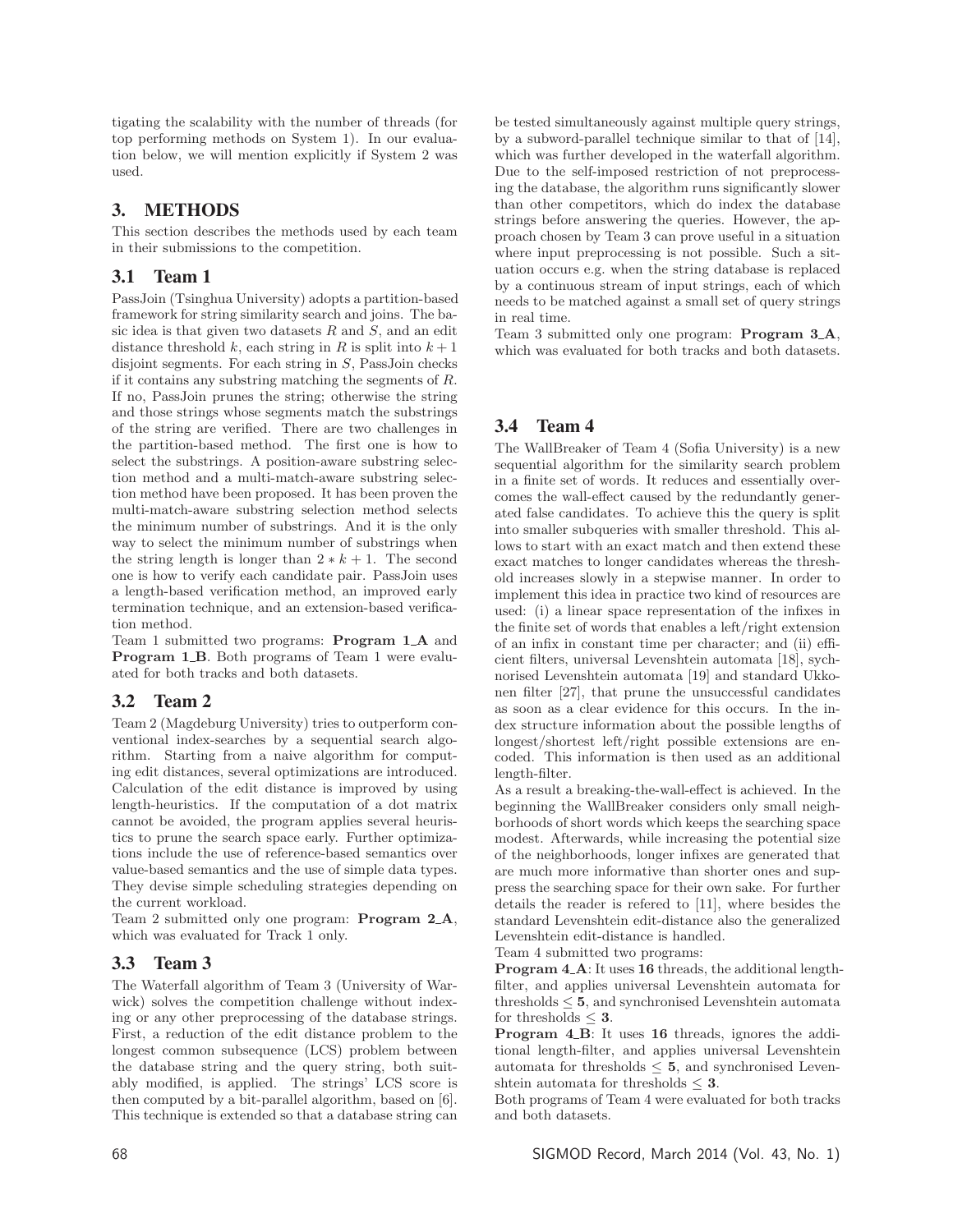tigating the scalability with the number of threads (for top performing methods on System 1). In our evaluation below, we will mention explicitly if System 2 was used.

## 3. METHODS

This section describes the methods used by each team in their submissions to the competition.

### 3.1 Team 1

PassJoin (Tsinghua University) adopts a partition-based framework for string similarity search and joins. The basic idea is that given two datasets $R$ and $S$, and an edit distance threshold $k$, each string in $R$ is split into $k+1$ disjoint segments. For each string in $S$, PassJoin checks if it contains any substring matching the segments of $R$. If no, PassJoin prunes the string; otherwise the string and those strings whose segments match the substrings of the string are verified. There are two challenges in the partition-based method. The first one is how to select the substrings. A position-aware substring selection method and a multi-match-aware substring selection method have been proposed. It has been proven the multi-match-aware substring selection method selects the minimum number of substrings. And it is the only way to select the minimum number of substrings when the string length is longer than $2*k+1$. The second one is how to verify each candidate pair. PassJoin uses a length-based verification method, an improved early termination technique, and an extension-based verification method.

Team 1 submitted two programs: **Program 1_A** and **Program 1_B**. Both programs of Team 1 were evaluated for both tracks and both datasets.

### 3.2 Team 2

Team 2 (Magdeburg University) tries to outperform conventional index-searches by a sequential search algorithm. Starting from a naive algorithm for computing edit distances, several optimizations are introduced. Calculation of the edit distance is improved by using length-heuristics. If the computation of a dot matrix cannot be avoided, the program applies several heuristics to prune the search space early. Further optimizations include the use of reference-based semantics over value-based semantics and the use of simple data types. They devise simple scheduling strategies depending on the current workload.

Team 2 submitted only one program: **Program 2_A**, which was evaluated for Track 1 only.

### 3.3 Team 3

The Waterfall algorithm of Team 3 (University of Warwick) solves the competition challenge without indexing or any other preprocessing of the database strings. First, a reduction of the edit distance problem to the longest common subsequence (LCS) problem between the database string and the query string, both suitably modified, is applied. The strings' LCS score is then computed by a bit-parallel algorithm, based on [6]. This technique is extended so that a database string can be tested simultaneously against multiple query strings, by a subword-parallel technique similar to that of [14], which was further developed in the waterfall algorithm. Due to the self-imposed restriction of not preprocessing the database, the algorithm runs significantly slower than other competitors, which do index the database strings before answering the queries. However, the approach chosen by Team 3 can prove useful in a situation where input preprocessing is not possible. Such a situation occurs e.g. when the string database is replaced by a continuous stream of input strings, each of which needs to be matched against a small set of query strings in real time.

Team 3 submitted only one program: **Program 3_A**, which was evaluated for both tracks and both datasets.

### 3.4 Team 4

The WallBreaker of Team 4 (Sofia University) is a new sequential algorithm for the similarity search problem in a finite set of words. It reduces and essentially overcomes the wall-effect caused by the redundantly generated false candidates. To achieve this the query is split into smaller subqueries with smaller threshold. This allows to start with an exact match and then extend these exact matches to longer candidates whereas the threshold increases slowly in a stepwise manner. In order to implement this idea in practice two kind of resources are used: (i) a linear space representation of the infixes in the finite set of words that enables a left/right extension of an infix in constant time per character; and (ii) efficient filters, universal Levenshtein automata [18], sychnorised Levenshtein automata [19] and standard Ukkonen filter [27], that prune the unsuccessful candidates as soon as a clear evidence for this occurs. In the index structure information about the possible lengths of longest/shortest left/right possible extensions are encoded. This information is then used as an additional length-filter.

As a result a breaking-the-wall-effect is achieved. In the beginning the WallBreaker considers only small neighborhoods of short words which keeps the searching space modest. Afterwards, while increasing the potential size of the neighborhoods, longer infixes are generated that are much more informative than shorter ones and suppress the searching space for their own sake. For further details the reader is refered to [11], where besides the standard Levenshtein edit-distance also the generalized Levenshtein edit-distance is handled.

Team 4 submitted two programs:

**Program 4_A**: It uses **16** threads, the additional length-filter, and applies universal Levenshtein automata for thresholds $\leq$ **5**, and synchronised Levenshtein automata for thresholds $\leq$ **3**.

**Program 4_B**: It uses **16** threads, ignores the additional length-filter, and applies universal Levenshtein automata for thresholds $\leq$ **5**, and synchronised Levenshtein automata for thresholds $\leq$ **3**.

Both programs of Team 4 were evaluated for both tracks and both datasets.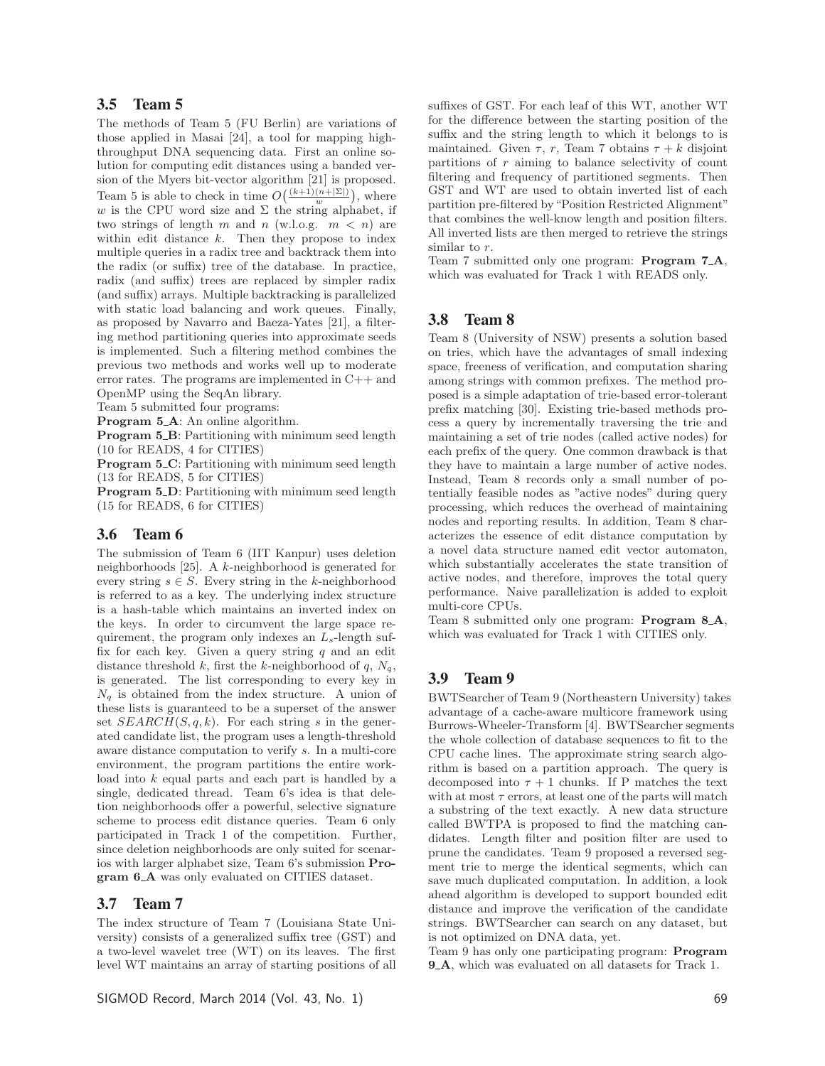### 3.5 Team 5

The methods of Team 5 (FU Berlin) are variations of those applied in Masai [24], a tool for mapping high-throughput DNA sequencing data. First an online solution for computing edit distances using a banded version of the Myers bit-vector algorithm [21] is proposed. Team 5 is able to check in time $O\big(\frac{(k+1)(n+|\Sigma|)}{w}\big)$, where $w$ is the CPU word size and $\Sigma$ the string alphabet, if two strings of length $m$ and $n$ (w.l.o.g. $m < n$) are within edit distance $k$. Then they propose to index multiple queries in a radix tree and backtrack them into the radix (or suffix) tree of the database. In practice, radix (and suffix) trees are replaced by simpler radix (and suffix) arrays. Multiple backtracking is parallelized with static load balancing and work queues. Finally, as proposed by Navarro and Baeza-Yates [21], a filtering method partitioning queries into approximate seeds is implemented. Such a filtering method combines the previous two methods and works well up to moderate error rates. The programs are implemented in C++ and OpenMP using the SeqAn library.

Team 5 submitted four programs:

**Program 5_A**: An online algorithm.

**Program 5_B**: Partitioning with minimum seed length (10 for READS, 4 for CITIES)

**Program 5_C**: Partitioning with minimum seed length (13 for READS, 5 for CITIES)

**Program 5_D**: Partitioning with minimum seed length (15 for READS, 6 for CITIES)

### 3.6 Team 6

The submission of Team 6 (IIT Kanpur) uses deletion neighborhoods [25]. A $k$-neighborhood is generated for every string $s \in S$. Every string in the $k$-neighborhood is referred to as a key. The underlying index structure is a hash-table which maintains an inverted index on the keys. In order to circumvent the large space requirement, the program only indexes an $L_s$-length suffix for each key. Given a query string $q$ and an edit distance threshold $k$, first the $k$-neighborhood of $q$, $N_q$, is generated. The list corresponding to every key in $N_q$ is obtained from the index structure. A union of these lists is guaranteed to be a superset of the answer set $SEARCH(S, q, k)$. For each string $s$ in the generated candidate list, the program uses a length-threshold aware distance computation to verify $s$. In a multi-core environment, the program partitions the entire workload into $k$ equal parts and each part is handled by a single, dedicated thread. Team 6's idea is that deletion neighborhoods offer a powerful, selective signature scheme to process edit distance queries. Team 6 only participated in Track 1 of the competition. Further, since deletion neighborhoods are only suited for scenarios with larger alphabet size, Team 6's submission **Program 6_A** was only evaluated on CITIES dataset.

### 3.7 Team 7

The index structure of Team 7 (Louisiana State University) consists of a generalized suffix tree (GST) and a two-level wavelet tree (WT) on its leaves. The first level WT maintains an array of starting positions of all suffixes of GST. For each leaf of this WT, another WT for the difference between the starting position of the suffix and the string length to which it belongs to is maintained. Given $\tau$, $r$, Team 7 obtains $\tau + k$ disjoint partitions of $r$ aiming to balance selectivity of count filtering and frequency of partitioned segments. Then GST and WT are used to obtain inverted list of each partition pre-filtered by "Position Restricted Alignment" that combines the well-know length and position filters. All inverted lists are then merged to retrieve the strings similar to $r$.

Team 7 submitted only one program: **Program 7_A**, which was evaluated for Track 1 with READS only.

### 3.8 Team 8

Team 8 (University of NSW) presents a solution based on tries, which have the advantages of small indexing space, freeness of verification, and computation sharing among strings with common prefixes. The method proposed is a simple adaptation of trie-based error-tolerant prefix matching [30]. Existing trie-based methods process a query by incrementally traversing the trie and maintaining a set of trie nodes (called active nodes) for each prefix of the query. One common drawback is that they have to maintain a large number of active nodes. Instead, Team 8 records only a small number of potentially feasible nodes as "active nodes" during query processing, which reduces the overhead of maintaining nodes and reporting results. In addition, Team 8 characterizes the essence of edit distance computation by a novel data structure named edit vector automaton, which substantially accelerates the state transition of active nodes, and therefore, improves the total query performance. Naive parallelization is added to exploit multi-core CPUs.

Team 8 submitted only one program: **Program 8_A**, which was evaluated for Track 1 with CITIES only.

### 3.9 Team 9

BWTSearcher of Team 9 (Northeastern University) takes advantage of a cache-aware multicore framework using Burrows-Wheeler-Transform [4]. BWTSearcher segments the whole collection of database sequences to fit to the CPU cache lines. The approximate string search algorithm is based on a partition approach. The query is decomposed into $\tau + 1$ chunks. If P matches the text with at most $\tau$ errors, at least one of the parts will match a substring of the text exactly. A new data structure called BWTPA is proposed to find the matching candidates. Length filter and position filter are used to prune the candidates. Team 9 proposed a reversed segment trie to merge the identical segments, which can save much duplicated computation. In addition, a look ahead algorithm is developed to support bounded edit distance and improve the verification of the candidate strings. BWTSearcher can search on any dataset, but is not optimized on DNA data, yet.

Team 9 has only one participating program: **Program 9_A**, which was evaluated on all datasets for Track 1.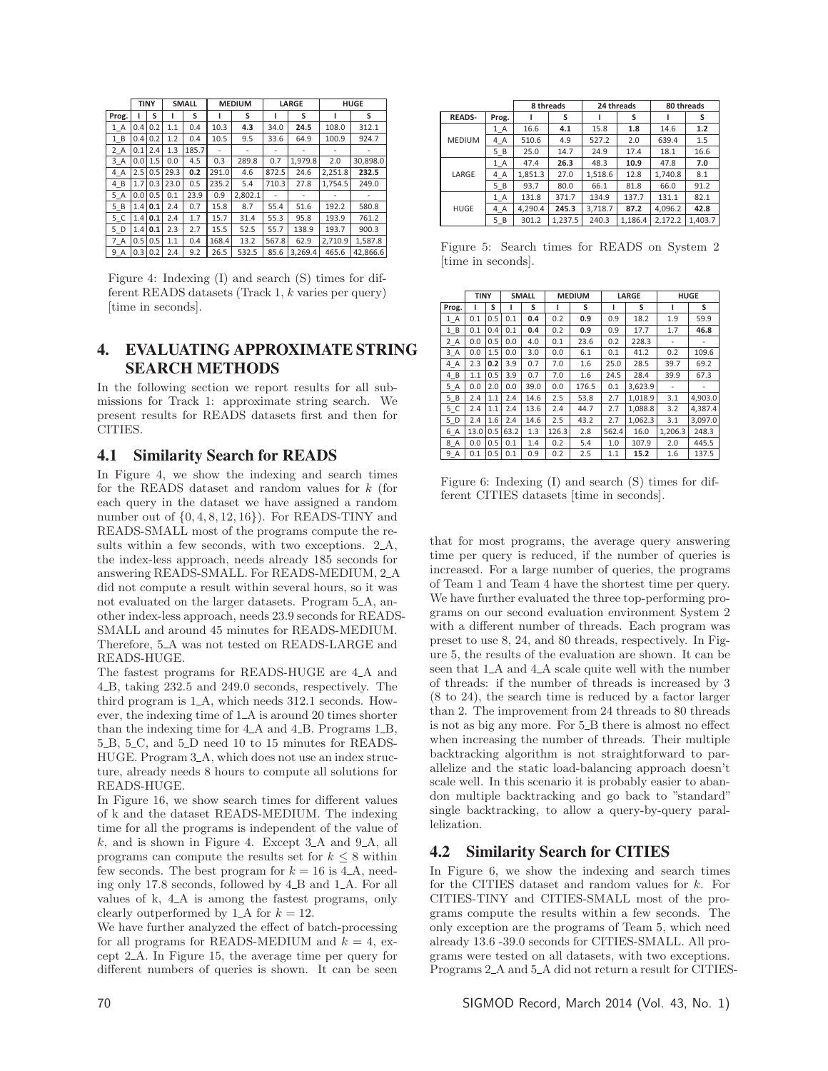| | TINY | | SMALL | | MEDIUM | | LARGE | | HUGE | |
|---|---|---|---|---|---|---|---|---|---|---|
| Prog. | I | S | I | S | I | S | I | S | I | S |
| 1_A | 0.4 | 0.2 | 1.1 | 0.4 | 10.3 | **4.3** | 34.0 | **24.5** | 108.0 | 312.1 |
| 1_B | 0.4 | 0.2 | 1.2 | 0.4 | 10.5 | 9.5 | 33.6 | 64.9 | 100.9 | 924.7 |
| 2_A | 0.1 | 2.4 | 1.3 | 185.7 | - | - | - | - | - | - |
| 3_A | 0.0 | 1.5 | 0.0 | 4.5 | 0.3 | 289.8 | 0.7 | 1,979.8 | 2.0 | 30,898.0 |
| 4_A | 2.5 | 0.5 | 29.3 | **0.2** | 291.0 | 4.6 | 872.5 | 24.6 | 2,251.8 | **232.5** |
| 4_B | 1.7 | 0.3 | 23.0 | 0.5 | 235.2 | 5.4 | 710.3 | 27.8 | 1,754.5 | 249.0 |
| 5_A | 0.0 | 0.5 | 0.1 | 23.9 | 0.9 | 2,802.1 | - | - | - | - |
| 5_B | 1.4 | **0.1** | 2.4 | 0.7 | 15.8 | 8.7 | 55.4 | 51.6 | 192.2 | 580.8 |
| 5_C | 1.4 | **0.1** | 2.4 | 1.7 | 15.7 | 31.4 | 55.3 | 95.8 | 193.9 | 761.2 |
| 5_D | 1.4 | **0.1** | 2.3 | 2.7 | 15.5 | 52.5 | 55.7 | 138.9 | 193.7 | 900.3 |
| 7_A | 0.5 | 0.5 | 1.1 | 0.4 | 168.4 | 13.2 | 567.8 | 62.9 | 2,710.9 | 1,587.8 |
| 9_A | 0.3 | 0.2 | 2.4 | 9.2 | 26.5 | 532.5 | 85.6 | 3,269.4 | 465.6 | 42,866.6 |

Figure 4: Indexing (I) and search (S) times for different READS datasets (Track 1, $k$ varies per query) [time in seconds].

## 4. EVALUATING APPROXIMATE STRING SEARCH METHODS

In the following section we report results for all submissions for Track 1: approximate string search. We present results for READS datasets first and then for CITIES.

### 4.1 Similarity Search for READS

In Figure 4, we show the indexing and search times for the READS dataset and random values for $k$ (for each query in the dataset we have assigned a random number out of $\{0, 4, 8, 12, 16\}$). For READS-TINY and READS-SMALL most of the programs compute the results within a few seconds, with two exceptions. 2_A, the index-less approach, needs already 185 seconds for answering READS-SMALL. For READS-MEDIUM, 2_A did not compute a result within several hours, so it was not evaluated on the larger datasets. Program 5_A, another index-less approach, needs 23.9 seconds for READS-SMALL and around 45 minutes for READS-MEDIUM. Therefore, 5_A was not tested on READS-LARGE and READS-HUGE.

The fastest programs for READS-HUGE are 4_A and 4_B, taking 232.5 and 249.0 seconds, respectively. The third program is 1_A, which needs 312.1 seconds. However, the indexing time of 1_A is around 20 times shorter than the indexing time for 4_A and 4_B. Programs 1_B, 5_B, 5_C, and 5_D need 10 to 15 minutes for READS-HUGE. Program 3_A, which does not use an index structure, already needs 8 hours to compute all solutions for READS-HUGE.

In Figure 16, we show search times for different values of k and the dataset READS-MEDIUM. The indexing time for all the programs is independent of the value of $k$, and is shown in Figure 4. Except 3_A and 9_A, all programs can compute the results set for $k \leq 8$ within few seconds. The best program for $k = 16$ is 4_A, needing only 17.8 seconds, followed by 4_B and 1_A. For all values of k, 4_A is among the fastest programs, only clearly outperformed by 1_A for $k = 12$.

We have further analyzed the effect of batch-processing for all programs for READS-MEDIUM and $k = 4$, except 2_A. In Figure 15, the average time per query for different numbers of queries is shown. It can be seen that for most programs, the average query answering time per query is reduced, if the number of queries is increased. For a large number of queries, the programs of Team 1 and Team 4 have the shortest time per query. We have further evaluated the three top-performing programs on our second evaluation environment System 2 with a different number of threads. Each program was preset to use 8, 24, and 80 threads, respectively. In Figure 5, the results of the evaluation are shown. It can be seen that 1_A and 4_A scale quite well with the number of threads: if the number of threads is increased by 3 (8 to 24), the search time is reduced by a factor larger than 2. The improvement from 24 threads to 80 threads is not as big any more. For 5_B there is almost no effect when increasing the number of threads. Their multiple backtracking algorithm is not straightforward to parallelize and the static load-balancing approach doesn't scale well. In this scenario it is probably easier to abandon multiple backtracking and go back to "standard" single backtracking, to allow a query-by-query parallelization.

| | | 8 threads | | 24 threads | | 80 threads | |
|---|---|---|---|---|---|---|---|
| READS- | Prog. | I | S | I | S | I | S |
| MEDIUM | 1_A | 16.6 | **4.1** | 15.8 | **1.8** | 14.6 | **1.2** |
| | 4_A | 510.6 | 4.9 | 527.2 | 2.0 | 639.4 | 1.5 |
| | 5_B | 25.0 | 14.7 | 24.9 | 17.4 | 18.1 | 16.6 |
| LARGE | 1_A | 47.4 | **26.3** | 48.3 | **10.9** | 47.8 | **7.0** |
| | 4_A | 1,851.3 | 27.0 | 1,518.6 | 12.8 | 1,740.8 | 8.1 |
| | 5_B | 93.7 | 80.0 | 66.1 | 81.8 | 66.0 | 91.2 |
| HUGE | 1_A | 131.8 | 371.7 | 134.9 | 137.7 | 131.1 | 82.1 |
| | 4_A | 4,290.4 | **245.3** | 3,718.7 | **87.2** | 4,096.2 | **42.8** |
| | 5_B | 301.2 | 1,237.5 | 240.3 | 1,186.4 | 2,172.2 | 1,403.7 |

Figure 5: Search times for READS on System 2 [time in seconds].

| | TINY | | SMALL | | MEDIUM | | LARGE | | HUGE | |
|---|---|---|---|---|---|---|---|---|---|---|
| Prog. | I | S | I | S | I | S | I | S | I | S |
| 1_A | 0.1 | 0.5 | 0.1 | **0.4** | 0.2 | **0.9** | 0.9 | 18.2 | 1.9 | 59.9 |
| 1_B | 0.1 | 0.4 | 0.1 | **0.4** | 0.2 | **0.9** | 0.9 | 17.7 | 1.7 | **46.8** |
| 2_A | 0.0 | 0.5 | 0.0 | 4.0 | 0.1 | 23.6 | 0.2 | 228.3 | - | - |
| 3_A | 0.0 | 1.5 | 0.0 | 3.0 | 0.0 | 6.1 | 0.1 | 41.2 | 0.2 | 109.6 |
| 4_A | 2.3 | **0.2** | 3.9 | 0.7 | 7.0 | 1.6 | 25.0 | 28.5 | 39.7 | 69.2 |
| 4_B | 1.1 | 0.5 | 3.9 | 0.7 | 7.0 | 1.6 | 24.5 | 28.4 | 39.9 | 67.3 |
| 5_A | 0.0 | 2.0 | 0.0 | 39.0 | 0.0 | 176.5 | 0.1 | 3,623.9 | - | - |
| 5_B | 2.4 | 1.1 | 2.4 | 14.6 | 2.5 | 53.8 | 2.7 | 1,018.9 | 3.1 | 4,903.0 |
| 5_C | 2.4 | 1.1 | 2.4 | 13.6 | 2.4 | 44.7 | 2.7 | 1,088.8 | 3.2 | 4,387.4 |
| 5_D | 2.4 | 1.6 | 2.4 | 14.6 | 2.5 | 43.2 | 2.7 | 1,062.3 | 3.1 | 3,097.0 |
| 6_A | 13.0 | 0.5 | 63.2 | 1.3 | 126.3 | 2.8 | 562.4 | 16.0 | 1,206.3 | 248.3 |
| 8_A | 0.0 | 0.5 | 0.1 | 1.4 | 0.2 | 5.4 | 1.0 | 107.9 | 2.0 | 445.5 |
| 9_A | 0.1 | 0.5 | 0.1 | 0.9 | 0.2 | 2.5 | 1.1 | **15.2** | 1.6 | 137.5 |

Figure 6: Indexing (I) and search (S) times for different CITIES datasets [time in seconds].

### 4.2 Similarity Search for CITIES

In Figure 6, we show the indexing and search times for the CITIES dataset and random values for $k$. For CITIES-TINY and CITIES-SMALL most of the programs compute the results within a few seconds. The only exception are the programs of Team 5, which need already 13.6 -39.0 seconds for CITIES-SMALL. All programs were tested on all datasets, with two exceptions. Programs 2_A and 5_A did not return a result for CITIES-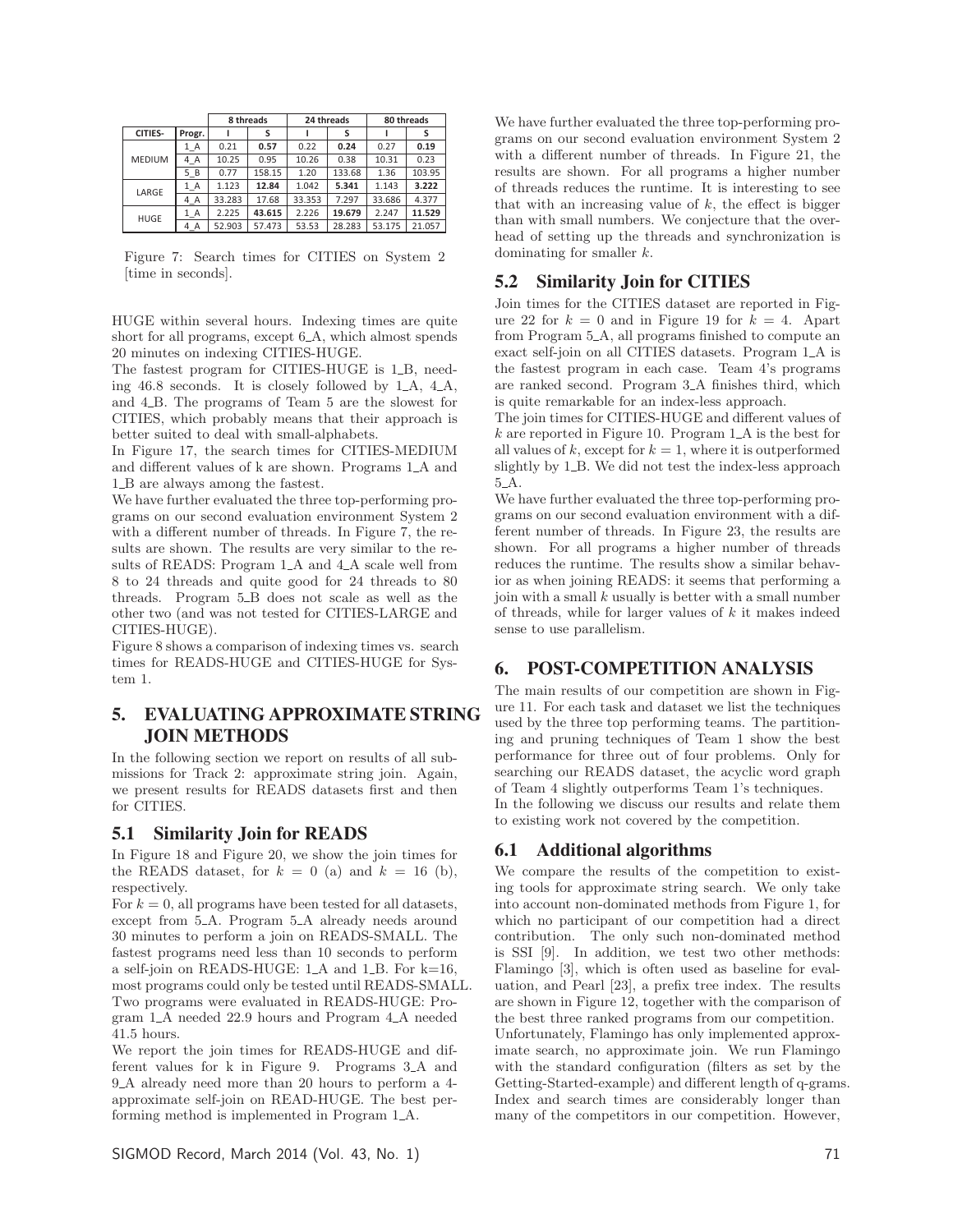| | | 8 threads | | 24 threads | | 80 threads | |
|---|---|---|---|---|---|---|---|
| CITIES- | Progr. | I | S | I | S | I | S |
| MEDIUM | 1_A | 0.21 | **0.57** | 0.22 | **0.24** | 0.27 | **0.19** |
| | 4_A | 10.25 | 0.95 | 10.26 | 0.38 | 10.31 | 0.23 |
| | 5_B | 0.77 | 158.15 | 1.20 | 133.68 | 1.36 | 103.95 |
| LARGE | 1_A | 1.123 | **12.84** | 1.042 | **5.341** | 1.143 | **3.222** |
| | 4_A | 33.283 | 17.68 | 33.353 | 7.297 | 33.686 | 4.377 |
| HUGE | 1_A | 2.225 | **43.615** | 2.226 | **19.679** | 2.247 | **11.529** |
| | 4_A | 52.903 | 57.473 | 53.53 | 28.283 | 53.175 | 21.057 |

Figure 7: Search times for CITIES on System 2 [time in seconds].

HUGE within several hours. Indexing times are quite short for all programs, except 6_A, which almost spends 20 minutes on indexing CITIES-HUGE.

The fastest program for CITIES-HUGE is 1_B, needing 46.8 seconds. It is closely followed by 1_A, 4_A, and 4_B. The programs of Team 5 are the slowest for CITIES, which probably means that their approach is better suited to deal with small-alphabets.

In Figure 17, the search times for CITIES-MEDIUM and different values of k are shown. Programs 1_A and 1_B are always among the fastest.

We have further evaluated the three top-performing programs on our second evaluation environment System 2 with a different number of threads. In Figure 7, the results are shown. The results are very similar to the results of READS: Program 1_A and 4_A scale well from 8 to 24 threads and quite good for 24 threads to 80 threads. Program 5_B does not scale as well as the other two (and was not tested for CITIES-LARGE and CITIES-HUGE).

Figure 8 shows a comparison of indexing times vs. search times for READS-HUGE and CITIES-HUGE for System 1.

# 5. EVALUATING APPROXIMATE STRING JOIN METHODS

In the following section we report on results of all submissions for Track 2: approximate string join. Again, we present results for READS datasets first and then for CITIES.

## 5.1 Similarity Join for READS

In Figure 18 and Figure 20, we show the join times for the READS dataset, for $k = 0$ (a) and $k = 16$ (b), respectively.

For $k = 0$, all programs have been tested for all datasets, except from 5_A. Program 5_A already needs around 30 minutes to perform a join on READS-SMALL. The fastest programs need less than 10 seconds to perform a self-join on READS-HUGE: 1_A and 1_B. For k=16, most programs could only be tested until READS-SMALL. Two programs were evaluated in READS-HUGE: Program 1_A needed 22.9 hours and Program 4_A needed 41.5 hours.

We report the join times for READS-HUGE and different values for k in Figure 9. Programs 3_A and 9_A already need more than 20 hours to perform a 4-approximate self-join on READ-HUGE. The best performing method is implemented in Program 1_A.

We have further evaluated the three top-performing programs on our second evaluation environment System 2 with a different number of threads. In Figure 21, the results are shown. For all programs a higher number of threads reduces the runtime. It is interesting to see that with an increasing value of $k$, the effect is bigger than with small numbers. We conjecture that the overhead of setting up the threads and synchronization is dominating for smaller $k$.

## 5.2 Similarity Join for CITIES

Join times for the CITIES dataset are reported in Figure 22 for $k = 0$ and in Figure 19 for $k = 4$. Apart from Program 5_A, all programs finished to compute an exact self-join on all CITIES datasets. Program 1_A is the fastest program in each case. Team 4's programs are ranked second. Program 3_A finishes third, which is quite remarkable for an index-less approach.

The join times for CITIES-HUGE and different values of $k$ are reported in Figure 10. Program 1_A is the best for all values of $k$, except for $k = 1$, where it is outperformed slightly by 1_B. We did not test the index-less approach 5_A.

We have further evaluated the three top-performing programs on our second evaluation environment with a different number of threads. In Figure 23, the results are shown. For all programs a higher number of threads reduces the runtime. The results show a similar behavior as when joining READS: it seems that performing a join with a small $k$ usually is better with a small number of threads, while for larger values of $k$ it makes indeed sense to use parallelism.

# 6. POST-COMPETITION ANALYSIS

The main results of our competition are shown in Figure 11. For each task and dataset we list the techniques used by the three top performing teams. The partitioning and pruning techniques of Team 1 show the best performance for three out of four problems. Only for searching our READS dataset, the acyclic word graph of Team 4 slightly outperforms Team 1's techniques.

In the following we discuss our results and relate them to existing work not covered by the competition.

## 6.1 Additional algorithms

We compare the results of the competition to existing tools for approximate string search. We only take into account non-dominated methods from Figure 1, for which no participant of our competition had a direct contribution. The only such non-dominated method is SSI [9]. In addition, we test two other methods: Flamingo [3], which is often used as baseline for evaluation, and Pearl [23], a prefix tree index. The results are shown in Figure 12, together with the comparison of the best three ranked programs from our competition.

Unfortunately, Flamingo has only implemented approximate search, no approximate join. We run Flamingo with the standard configuration (filters as set by the Getting-Started-example) and different length of q-grams. Index and search times are considerably longer than many of the competitors in our competition. However,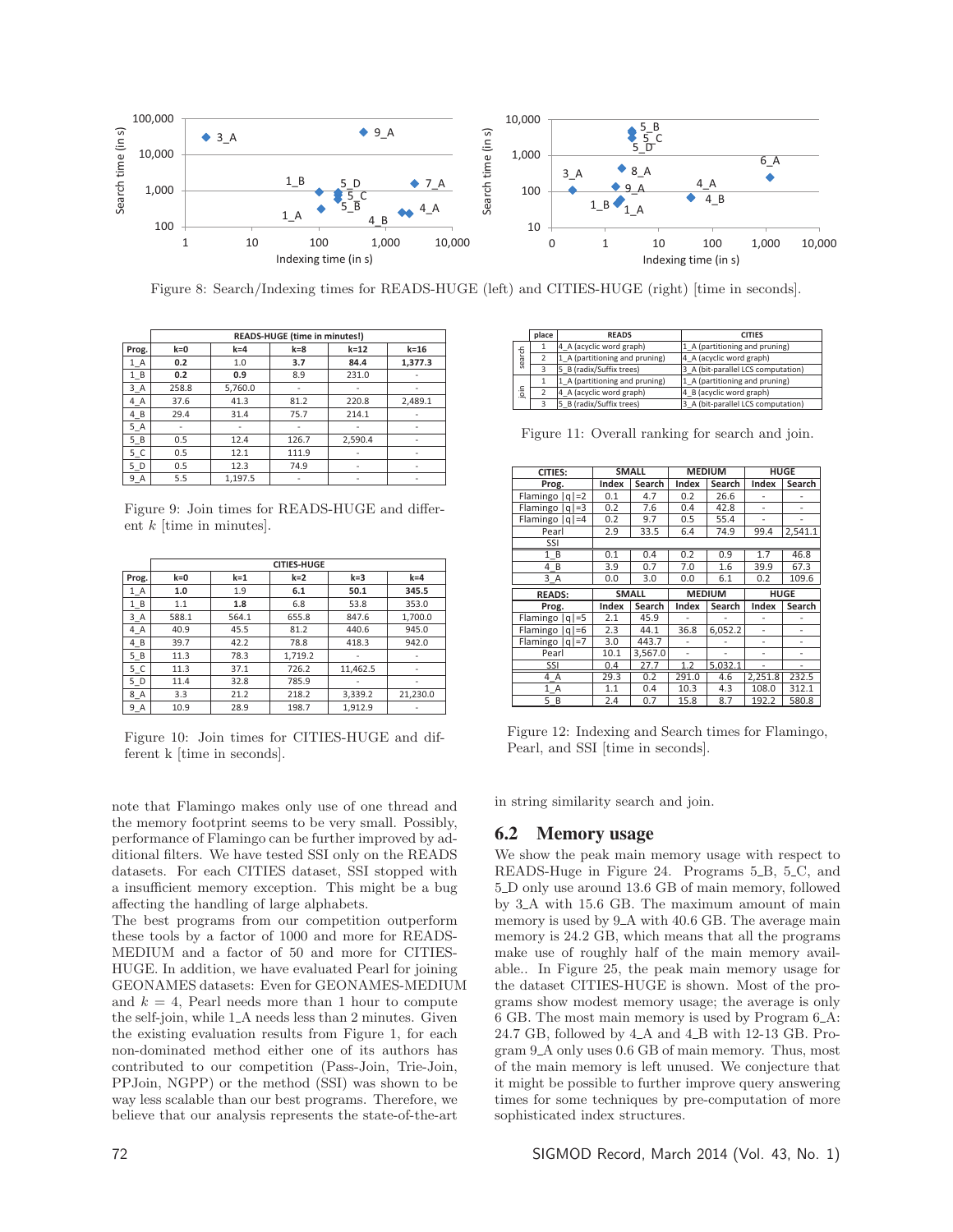Figure 8: Search/Indexing times for READS-HUGE (left) and CITIES-HUGE (right) [time in seconds].

| | READS-HUGE (time in minutes!) | | | | |
|---|---|---|---|---|---|
| **Prog.** | **k=0** | **k=4** | **k=8** | **k=12** | **k=16** |
| 1_A | **0.2** | 1.0 | **3.7** | **84.4** | **1,377.3** |
| 1_B | **0.2** | **0.9** | 8.9 | 231.0 | - |
| 3_A | 258.8 | 5,760.0 | - | - | - |
| 4_A | 37.6 | 41.3 | 81.2 | 220.8 | 2,489.1 |
| 4_B | 29.4 | 31.4 | 75.7 | 214.1 | - |
| 5_A | - | - | - | - | - |
| 5_B | 0.5 | 12.4 | 126.7 | 2,590.4 | - |
| 5_C | 0.5 | 12.1 | 111.9 | - | - |
| 5_D | 0.5 | 12.3 | 74.9 | - | - |
| 9_A | 5.5 | 1,197.5 | - | - | - |

Figure 9: Join times for READS-HUGE and different $k$ [time in minutes].

| | CITIES-HUGE | | | | |
|---|---|---|---|---|---|
| **Prog.** | **k=0** | **k=1** | **k=2** | **k=3** | **k=4** |
| 1_A | **1.0** | 1.9 | **6.1** | **50.1** | **345.5** |
| 1_B | 1.1 | **1.8** | 6.8 | 53.8 | 353.0 |
| 3_A | 588.1 | 564.1 | 655.8 | 847.6 | 1,700.0 |
| 4_A | 40.9 | 45.5 | 81.2 | 440.6 | 945.0 |
| 4_B | 39.7 | 42.2 | 78.8 | 418.3 | 942.0 |
| 5_B | 11.3 | 78.3 | 1,719.2 | - | - |
| 5_C | 11.3 | 37.1 | 726.2 | 11,462.5 | - |
| 5_D | 11.4 | 32.8 | 785.9 | - | - |
| 8_A | 3.3 | 21.2 | 218.2 | 3,339.2 | 21,230.0 |
| 9_A | 10.9 | 28.9 | 198.7 | 1,912.9 | - |

Figure 10: Join times for CITIES-HUGE and different k [time in seconds].

| | place | READS | CITIES |
|---|---|---|---|
| search | 1 | 4_A (acyclic word graph) | 1_A (partitioning and pruning) |
| | 2 | 1_A (partitioning and pruning) | 4_A (acyclic word graph) |
| | 3 | 5_B (radix/Suffix trees) | 3_A (bit-parallel LCS computation) |
| join | 1 | 1_A (partitioning and pruning) | 1_A (partitioning and pruning) |
| | 2 | 4_A (acyclic word graph) | 4_B (acyclic word graph) |
| | 3 | 5_B (radix/Suffix trees) | 3_A (bit-parallel LCS computation) |

Figure 11: Overall ranking for search and join.

| CITIES: | SMALL | | MEDIUM | | HUGE | |
|---|---|---|---|---|---|---|
| **Prog.** | **Index** | **Search** | **Index** | **Search** | **Index** | **Search** |
| Flamingo \|q\|=2 | 0.1 | 4.7 | 0.2 | 26.6 | - | - |
| Flamingo \|q\|=3 | 0.2 | 7.6 | 0.4 | 42.8 | - | - |
| Flamingo \|q\|=4 | 0.2 | 9.7 | 0.5 | 55.4 | - | - |
| Pearl | 2.9 | 33.5 | 6.4 | 74.9 | 99.4 | 2,541.1 |
| SSI | | | | | | |
| 1_B | 0.1 | 0.4 | 0.2 | 0.9 | 1.7 | 46.8 |
| 4_B | 3.9 | 0.7 | 7.0 | 1.6 | 39.9 | 67.3 |
| 3_A | 0.0 | 3.0 | 0.0 | 6.1 | 0.2 | 109.6 |
| **READS:** | **SMALL** | | **MEDIUM** | | **HUGE** | |
| **Prog.** | **Index** | **Search** | **Index** | **Search** | **Index** | **Search** |
| Flamingo \|q\|=5 | 2.1 | 45.9 | - | - | - | - |
| Flamingo \|q\|=6 | 2.3 | 44.1 | 36.8 | 6,052.2 | - | - |
| Flamingo \|q\|=7 | 3.0 | 443.7 | - | - | - | - |
| Pearl | 10.1 | 3,567.0 | - | - | - | - |
| SSI | 0.4 | 27.7 | 1.2 | 5,032.1 | - | - |
| 4_A | 29.3 | 0.2 | 291.0 | 4.6 | 2,251.8 | 232.5 |
| 1_A | 1.1 | 0.4 | 10.3 | 4.3 | 108.0 | 312.1 |
| 5_B | 2.4 | 0.7 | 15.8 | 8.7 | 192.2 | 580.8 |

Figure 12: Indexing and Search times for Flamingo, Pearl, and SSI [time in seconds].

note that Flamingo makes only use of one thread and the memory footprint seems to be very small. Possibly, performance of Flamingo can be further improved by additional filters. We have tested SSI only on the READS datasets. For each CITIES dataset, SSI stopped with a insufficient memory exception. This might be a bug affecting the handling of large alphabets.
The best programs from our competition outperform these tools by a factor of 1000 and more for READS-MEDIUM and a factor of 50 and more for CITIES-HUGE. In addition, we have evaluated Pearl for joining GEONAMES datasets: Even for GEONAMES-MEDIUM and $k = 4$, Pearl needs more than 1 hour to compute the self-join, while 1_A needs less than 2 minutes. Given the existing evaluation results from Figure 1, for each non-dominated method either one of its authors has contributed to our competition (Pass-Join, Trie-Join, PPJoin, NGPP) or the method (SSI) was shown to be way less scalable than our best programs. Therefore, we believe that our analysis represents the state-of-the-art in string similarity search and join.

## 6.2 Memory usage

We show the peak main memory usage with respect to READS-Huge in Figure 24. Programs 5_B, 5_C, and 5_D only use around 13.6 GB of main memory, followed by 3_A with 15.6 GB. The maximum amount of main memory is used by 9_A with 40.6 GB. The average main memory is 24.2 GB, which means that all the programs make use of roughly half of the main memory available.. In Figure 25, the peak main memory usage for the dataset CITIES-HUGE is shown. Most of the programs show modest memory usage; the average is only 6 GB. The most main memory is used by Program 6_A: 24.7 GB, followed by 4_A and 4_B with 12-13 GB. Program 9_A only uses 0.6 GB of main memory. Thus, most of the main memory is left unused. We conjecture that it might be possible to further improve query answering times for some techniques by pre-computation of more sophisticated index structures.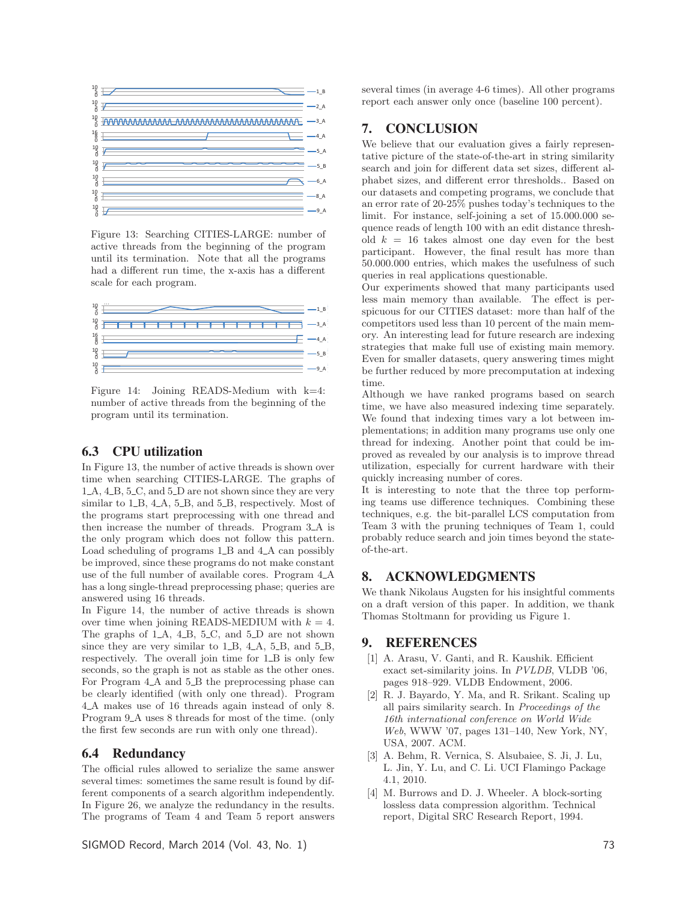Figure 13: Searching CITIES-LARGE: number of active threads from the beginning of the program until its termination. Note that all the programs had a different run time, the x-axis has a different scale for each program.

Figure 14: Joining READS-Medium with k=4: number of active threads from the beginning of the program until its termination.

## 6.3 CPU utilization

In Figure 13, the number of active threads is shown over time when searching CITIES-LARGE. The graphs of 1_A, 4_B, 5_C, and 5_D are not shown since they are very similar to 1_B, 4_A, 5_B, and 5_B, respectively. Most of the programs start preprocessing with one thread and then increase the number of threads. Program 3_A is the only program which does not follow this pattern. Load scheduling of programs 1_B and 4_A can possibly be improved, since these programs do not make constant use of the full number of available cores. Program 4_A has a long single-thread preprocessing phase; queries are answered using 16 threads.

In Figure 14, the number of active threads is shown over time when joining READS-MEDIUM with $k = 4$. The graphs of 1_A, 4_B, 5_C, and 5_D are not shown since they are very similar to 1_B, 4_A, 5_B, and 5_B, respectively. The overall join time for 1_B is only few seconds, so the graph is not as stable as the other ones. For Program 4_A and 5_B the preprocessing phase can be clearly identified (with only one thread). Program 4_A makes use of 16 threads again instead of only 8. Program 9_A uses 8 threads for most of the time. (only the first few seconds are run with only one thread).

## 6.4 Redundancy

The official rules allowed to serialize the same answer several times: sometimes the same result is found by different components of a search algorithm independently. In Figure 26, we analyze the redundancy in the results. The programs of Team 4 and Team 5 report answers several times (in average 4-6 times). All other programs report each answer only once (baseline 100 percent).

# 7. CONCLUSION

We believe that our evaluation gives a fairly representative picture of the state-of-the-art in string similarity search and join for different data set sizes, different alphabet sizes, and different error thresholds.. Based on our datasets and competing programs, we conclude that an error rate of 20-25% pushes today's techniques to the limit. For instance, self-joining a set of 15.000.000 sequence reads of length 100 with an edit distance threshold $k = 16$ takes almost one day even for the best participant. However, the final result has more than 50.000.000 entries, which makes the usefulness of such queries in real applications questionable.

Our experiments showed that many participants used less main memory than available. The effect is perspicuous for our CITIES dataset: more than half of the competitors used less than 10 percent of the main memory. An interesting lead for future research are indexing strategies that make full use of existing main memory. Even for smaller datasets, query answering times might be further reduced by more precomputation at indexing time.

Although we have ranked programs based on search time, we have also measured indexing time separately. We found that indexing times vary a lot between implementations; in addition many programs use only one thread for indexing. Another point that could be improved as revealed by our analysis is to improve thread utilization, especially for current hardware with their quickly increasing number of cores.

It is interesting to note that the three top performing teams use difference techniques. Combining these techniques, e.g. the bit-parallel LCS computation from Team 3 with the pruning techniques of Team 1, could probably reduce search and join times beyond the state-of-the-art.

# 8. ACKNOWLEDGMENTS

We thank Nikolaus Augsten for his insightful comments on a draft version of this paper. In addition, we thank Thomas Stoltmann for providing us Figure 1.

# 9. REFERENCES

[1] A. Arasu, V. Ganti, and R. Kaushik. Efficient exact set-similarity joins. In *PVLDB*, VLDB '06, pages 918–929. VLDB Endowment, 2006.

[2] R. J. Bayardo, Y. Ma, and R. Srikant. Scaling up all pairs similarity search. In *Proceedings of the 16th international conference on World Wide Web*, WWW '07, pages 131–140, New York, NY, USA, 2007. ACM.

[3] A. Behm, R. Vernica, S. Alsubaiee, S. Ji, J. Lu, L. Jin, Y. Lu, and C. Li. UCI Flamingo Package 4.1, 2010.

[4] M. Burrows and D. J. Wheeler. A block-sorting lossless data compression algorithm. Technical report, Digital SRC Research Report, 1994.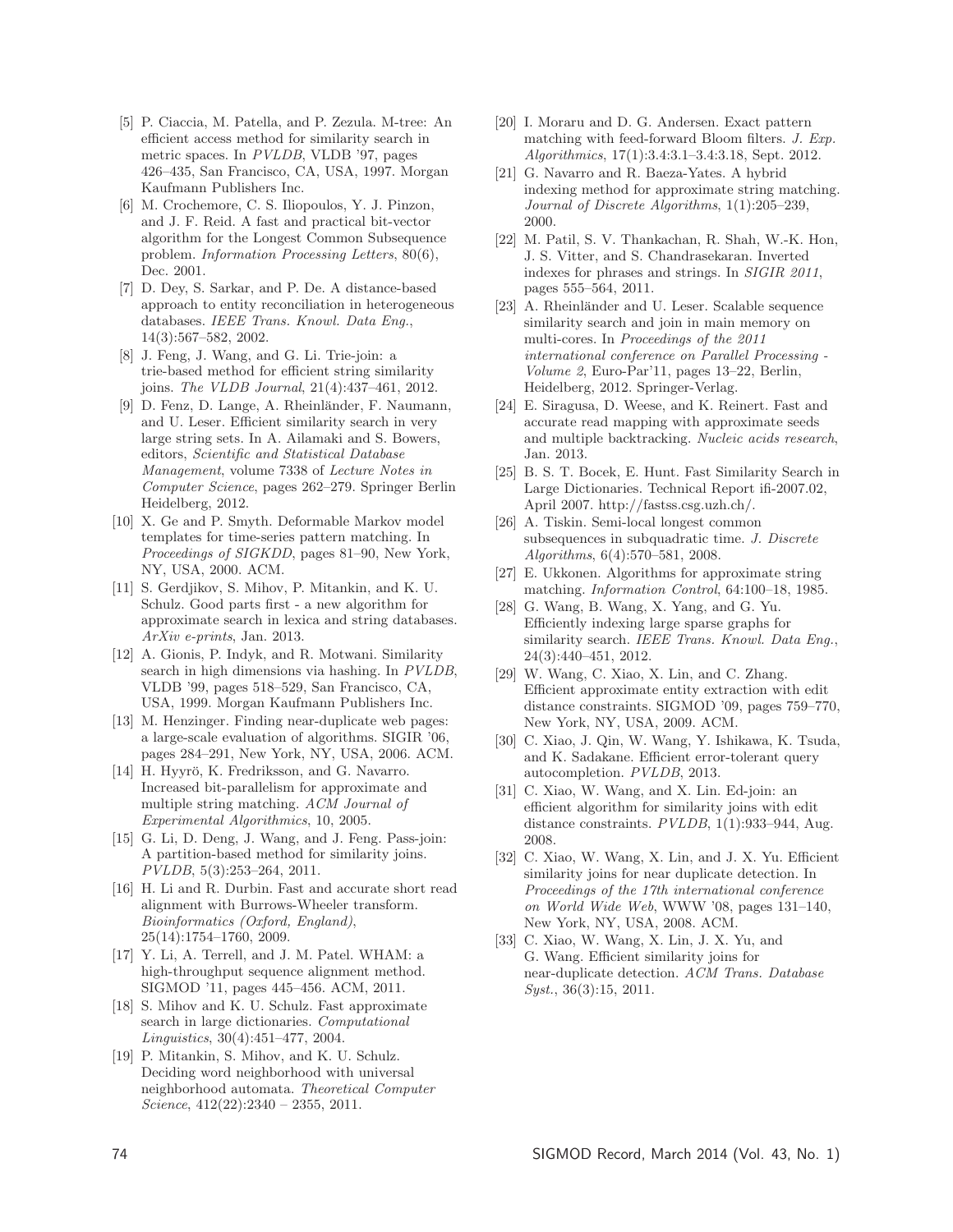[5] P. Ciaccia, M. Patella, and P. Zezula. M-tree: An efficient access method for similarity search in metric spaces. In *PVLDB*, VLDB '97, pages 426–435, San Francisco, CA, USA, 1997. Morgan Kaufmann Publishers Inc.

[6] M. Crochemore, C. S. Iliopoulos, Y. J. Pinzon, and J. F. Reid. A fast and practical bit-vector algorithm for the Longest Common Subsequence problem. *Information Processing Letters*, 80(6), Dec. 2001.

[7] D. Dey, S. Sarkar, and P. De. A distance-based approach to entity reconciliation in heterogeneous databases. *IEEE Trans. Knowl. Data Eng.*, 14(3):567–582, 2002.

[8] J. Feng, J. Wang, and G. Li. Trie-join: a trie-based method for efficient string similarity joins. *The VLDB Journal*, 21(4):437–461, 2012.

[9] D. Fenz, D. Lange, A. Rheinländer, F. Naumann, and U. Leser. Efficient similarity search in very large string sets. In A. Ailamaki and S. Bowers, editors, *Scientific and Statistical Database Management*, volume 7338 of *Lecture Notes in Computer Science*, pages 262–279. Springer Berlin Heidelberg, 2012.

[10] X. Ge and P. Smyth. Deformable Markov model templates for time-series pattern matching. In *Proceedings of SIGKDD*, pages 81–90, New York, NY, USA, 2000. ACM.

[11] S. Gerdjikov, S. Mihov, P. Mitankin, and K. U. Schulz. Good parts first - a new algorithm for approximate search in lexica and string databases. *ArXiv e-prints*, Jan. 2013.

[12] A. Gionis, P. Indyk, and R. Motwani. Similarity search in high dimensions via hashing. In *PVLDB*, VLDB '99, pages 518–529, San Francisco, CA, USA, 1999. Morgan Kaufmann Publishers Inc.

[13] M. Henzinger. Finding near-duplicate web pages: a large-scale evaluation of algorithms. SIGIR '06, pages 284–291, New York, NY, USA, 2006. ACM.

[14] H. Hyyrö, K. Fredriksson, and G. Navarro. Increased bit-parallelism for approximate and multiple string matching. *ACM Journal of Experimental Algorithmics*, 10, 2005.

[15] G. Li, D. Deng, J. Wang, and J. Feng. Pass-join: A partition-based method for similarity joins. *PVLDB*, 5(3):253–264, 2011.

[16] H. Li and R. Durbin. Fast and accurate short read alignment with Burrows-Wheeler transform. *Bioinformatics (Oxford, England)*, 25(14):1754–1760, 2009.

[17] Y. Li, A. Terrell, and J. M. Patel. WHAM: a high-throughput sequence alignment method. SIGMOD '11, pages 445–456. ACM, 2011.

[18] S. Mihov and K. U. Schulz. Fast approximate search in large dictionaries. *Computational Linguistics*, 30(4):451–477, 2004.

[19] P. Mitankin, S. Mihov, and K. U. Schulz. Deciding word neighborhood with universal neighborhood automata. *Theoretical Computer Science*, 412(22):2340 – 2355, 2011.

[20] I. Moraru and D. G. Andersen. Exact pattern matching with feed-forward Bloom filters. *J. Exp. Algorithmics*, 17(1):3.4:3.1–3.4:3.18, Sept. 2012.

[21] G. Navarro and R. Baeza-Yates. A hybrid indexing method for approximate string matching. *Journal of Discrete Algorithms*, 1(1):205–239, 2000.

[22] M. Patil, S. V. Thankachan, R. Shah, W.-K. Hon, J. S. Vitter, and S. Chandrasekaran. Inverted indexes for phrases and strings. In *SIGIR 2011*, pages 555–564, 2011.

[23] A. Rheinländer and U. Leser. Scalable sequence similarity search and join in main memory on multi-cores. In *Proceedings of the 2011 international conference on Parallel Processing - Volume 2*, Euro-Par'11, pages 13–22, Berlin, Heidelberg, 2012. Springer-Verlag.

[24] E. Siragusa, D. Weese, and K. Reinert. Fast and accurate read mapping with approximate seeds and multiple backtracking. *Nucleic acids research*, Jan. 2013.

[25] B. S. T. Bocek, E. Hunt. Fast Similarity Search in Large Dictionaries. Technical Report ifi-2007.02, April 2007. http://fastss.csg.uzh.ch/.

[26] A. Tiskin. Semi-local longest common subsequences in subquadratic time. *J. Discrete Algorithms*, 6(4):570–581, 2008.

[27] E. Ukkonen. Algorithms for approximate string matching. *Information Control*, 64:100–18, 1985.

[28] G. Wang, B. Wang, X. Yang, and G. Yu. Efficiently indexing large sparse graphs for similarity search. *IEEE Trans. Knowl. Data Eng.*, 24(3):440–451, 2012.

[29] W. Wang, C. Xiao, X. Lin, and C. Zhang. Efficient approximate entity extraction with edit distance constraints. SIGMOD '09, pages 759–770, New York, NY, USA, 2009. ACM.

[30] C. Xiao, J. Qin, W. Wang, Y. Ishikawa, K. Tsuda, and K. Sadakane. Efficient error-tolerant query autocompletion. *PVLDB*, 2013.

[31] C. Xiao, W. Wang, and X. Lin. Ed-join: an efficient algorithm for similarity joins with edit distance constraints. *PVLDB*, 1(1):933–944, Aug. 2008.

[32] C. Xiao, W. Wang, X. Lin, and J. X. Yu. Efficient similarity joins for near duplicate detection. In *Proceedings of the 17th international conference on World Wide Web*, WWW '08, pages 131–140, New York, NY, USA, 2008. ACM.

[33] C. Xiao, W. Wang, X. Lin, J. X. Yu, and G. Wang. Efficient similarity joins for near-duplicate detection. *ACM Trans. Database Syst.*, 36(3):15, 2011.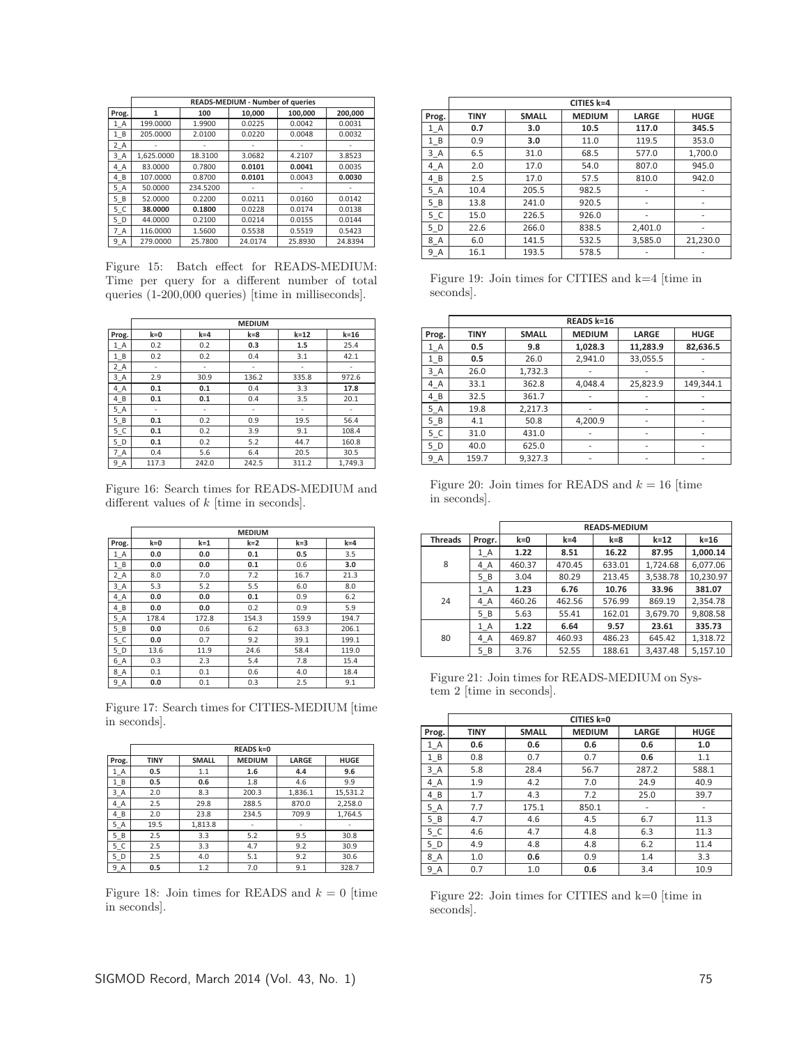| | READS-MEDIUM - Number of queries | | | | |
|---|---|---|---|---|---|
| Prog. | 1 | 100 | 10,000 | 100,000 | 200,000 |
| 1_A | 199.0000 | 1.9900 | 0.0225 | 0.0042 | 0.0031 |
| 1_B | 205.0000 | 2.0100 | 0.0220 | 0.0048 | 0.0032 |
| 2_A | - | - | - | - | - |
| 3_A | 1,625.0000 | 18.3100 | 3.0682 | 4.2107 | 3.8523 |
| 4_A | 83.0000 | 0.7800 | **0.0101** | **0.0041** | 0.0035 |
| 4_B | 107.0000 | 0.8700 | **0.0101** | 0.0043 | **0.0030** |
| 5_A | 50.0000 | 234.5200 | - | - | - |
| 5_B | 52.0000 | 0.2200 | 0.0211 | 0.0160 | 0.0142 |
| 5_C | **38.0000** | **0.1800** | 0.0228 | 0.0174 | 0.0138 |
| 5_D | 44.0000 | 0.2100 | 0.0214 | 0.0155 | 0.0144 |
| 7_A | 116.0000 | 1.5600 | 0.5538 | 0.5519 | 0.5423 |
| 9_A | 279.0000 | 25.7800 | 24.0174 | 25.8930 | 24.8394 |

Figure 15: Batch effect for READS-MEDIUM: Time per query for a different number of total queries (1-200,000 queries) [time in milliseconds].

| | MEDIUM | | | | |
|---|---|---|---|---|---|
| Prog. | k=0 | k=4 | k=8 | k=12 | k=16 |
| 1_A | 0.2 | 0.2 | **0.3** | **1.5** | 25.4 |
| 1_B | 0.2 | 0.2 | 0.4 | 3.1 | 42.1 |
| 2_A | - | - | - | - | - |
| 3_A | 2.9 | 30.9 | 136.2 | 335.8 | 972.6 |
| 4_A | **0.1** | **0.1** | 0.4 | 3.3 | **17.8** |
| 4_B | **0.1** | **0.1** | 0.4 | 3.5 | 20.1 |
| 5_A | - | - | - | - | - |
| 5_B | **0.1** | 0.2 | 0.9 | 19.5 | 56.4 |
| 5_C | **0.1** | 0.2 | 3.9 | 9.1 | 108.4 |
| 5_D | **0.1** | 0.2 | 5.2 | 44.7 | 160.8 |
| 7_A | 0.4 | 5.6 | 6.4 | 20.5 | 30.5 |
| 9_A | 117.3 | 242.0 | 242.5 | 311.2 | 1,749.3 |

Figure 16: Search times for READS-MEDIUM and different values of $k$ [time in seconds].

| | MEDIUM | | | | |
|---|---|---|---|---|---|
| Prog. | k=0 | k=1 | k=2 | k=3 | k=4 |
| 1_A | **0.0** | **0.0** | **0.1** | **0.5** | 3.5 |
| 1_B | **0.0** | **0.0** | **0.1** | 0.6 | **3.0** |
| 2_A | 8.0 | 7.0 | 7.2 | 16.7 | 21.3 |
| 3_A | 5.3 | 5.2 | 5.5 | 6.0 | 8.0 |
| 4_A | **0.0** | **0.0** | **0.1** | 0.9 | 6.2 |
| 4_B | **0.0** | **0.0** | 0.2 | 0.9 | 5.9 |
| 5_A | 178.4 | 172.8 | 154.3 | 159.9 | 194.7 |
| 5_B | **0.0** | 0.6 | 6.2 | 63.3 | 206.1 |
| 5_C | **0.0** | 0.7 | 9.2 | 39.1 | 199.1 |
| 5_D | 13.6 | 11.9 | 24.6 | 58.4 | 119.0 |
| 6_A | 0.3 | 2.3 | 5.4 | 7.8 | 15.4 |
| 8_A | 0.1 | 0.1 | 0.6 | 4.0 | 18.4 |
| 9_A | **0.0** | 0.1 | 0.3 | 2.5 | 9.1 |

Figure 17: Search times for CITIES-MEDIUM [time in seconds].

| | READS k=0 | | | | |
|---|---|---|---|---|---|
| Prog. | TINY | SMALL | MEDIUM | LARGE | HUGE |
| 1_A | **0.5** | 1.1 | **1.6** | **4.4** | **9.6** |
| 1_B | **0.5** | **0.6** | 1.8 | 4.6 | 9.9 |
| 3_A | 2.0 | 8.3 | 200.3 | 1,836.1 | 15,531.2 |
| 4_A | 2.5 | 29.8 | 288.5 | 870.0 | 2,258.0 |
| 4_B | 2.0 | 23.8 | 234.5 | 709.9 | 1,764.5 |
| 5_A | 19.5 | 1,813.8 | - | - | - |
| 5_B | 2.5 | 3.3 | 5.2 | 9.5 | 30.8 |
| 5_C | 2.5 | 3.3 | 4.7 | 9.2 | 30.9 |
| 5_D | 2.5 | 4.0 | 5.1 | 9.2 | 30.6 |
| 9_A | **0.5** | 1.2 | 7.0 | 9.1 | 328.7 |

Figure 18: Join times for READS and $k = 0$ [time in seconds].

| | CITIES k=4 | | | | |
|---|---|---|---|---|---|
| Prog. | TINY | SMALL | MEDIUM | LARGE | HUGE |
| 1_A | **0.7** | **3.0** | **10.5** | **117.0** | **345.5** |
| 1_B | 0.9 | **3.0** | 11.0 | 119.5 | 353.0 |
| 3_A | 6.5 | 31.0 | 68.5 | 577.0 | 1,700.0 |
| 4_A | 2.0 | 17.0 | 54.0 | 807.0 | 945.0 |
| 4_B | 2.5 | 17.0 | 57.5 | 810.0 | 942.0 |
| 5_A | 10.4 | 205.5 | 982.5 | - | - |
| 5_B | 13.8 | 241.0 | 920.5 | - | - |
| 5_C | 15.0 | 226.5 | 926.0 | - | - |
| 5_D | 22.6 | 266.0 | 838.5 | 2,401.0 | - |
| 8_A | 6.0 | 141.5 | 532.5 | 3,585.0 | 21,230.0 |
| 9_A | 16.1 | 193.5 | 578.5 | - | - |

Figure 19: Join times for CITIES and k=4 [time in seconds].

| | READS k=16 | | | | |
|---|---|---|---|---|---|
| Prog. | TINY | SMALL | MEDIUM | LARGE | HUGE |
| 1_A | **0.5** | **9.8** | **1,028.3** | **11,283.9** | **82,636.5** |
| 1_B | **0.5** | 26.0 | 2,941.0 | 33,055.5 | - |
| 3_A | 26.0 | 1,732.3 | - | - | - |
| 4_A | 33.1 | 362.8 | 4,048.4 | 25,823.9 | 149,344.1 |
| 4_B | 32.5 | 361.7 | - | - | - |
| 5_A | 19.8 | 2,217.3 | - | - | - |
| 5_B | 4.1 | 50.8 | 4,200.9 | - | - |
| 5_C | 31.0 | 431.0 | - | - | - |
| 5_D | 40.0 | 625.0 | - | - | - |
| 9_A | 159.7 | 9,327.3 | - | - | - |

Figure 20: Join times for READS and $k = 16$ [time in seconds].

| | | READS-MEDIUM | | | | |
|---|---|---|---|---|---|---|
| Threads | Progr. | k=0 | k=4 | k=8 | k=12 | k=16 |
| 8 | 1_A | **1.22** | **8.51** | **16.22** | **87.95** | **1,000.14** |
| | 4_A | 460.37 | 470.45 | 633.01 | 1,724.68 | 6,077.06 |
| | 5_B | 3.04 | 80.29 | 213.45 | 3,538.78 | 10,230.97 |
| 24 | 1_A | **1.23** | **6.76** | **10.76** | **33.96** | **381.07** |
| | 4_A | 460.26 | 462.56 | 576.99 | 869.19 | 2,354.78 |
| | 5_B | 5.63 | 55.41 | 162.01 | 3,679.70 | 9,808.58 |
| 80 | 1_A | **1.22** | **6.64** | **9.57** | **23.61** | **335.73** |
| | 4_A | 469.87 | 460.93 | 486.23 | 645.42 | 1,318.72 |
| | 5_B | 3.76 | 52.55 | 188.61 | 3,437.48 | 5,157.10 |

Figure 21: Join times for READS-MEDIUM on System 2 [time in seconds].

| | CITIES k=0 | | | | |
|---|---|---|---|---|---|
| Prog. | TINY | SMALL | MEDIUM | LARGE | HUGE |
| 1_A | **0.6** | **0.6** | **0.6** | **0.6** | **1.0** |
| 1_B | 0.8 | 0.7 | 0.7 | **0.6** | 1.1 |
| 3_A | 5.8 | 28.4 | 56.7 | 287.2 | 588.1 |
| 4_A | 1.9 | 4.2 | 7.0 | 24.9 | 40.9 |
| 4_B | 1.7 | 4.3 | 7.2 | 25.0 | 39.7 |
| 5_A | 7.7 | 175.1 | 850.1 | - | - |
| 5_B | 4.7 | 4.6 | 4.5 | 6.7 | 11.3 |
| 5_C | 4.6 | 4.7 | 4.8 | 6.3 | 11.3 |
| 5_D | 4.9 | 4.8 | 4.8 | 6.2 | 11.4 |
| 8_A | 1.0 | **0.6** | 0.9 | 1.4 | 3.3 |
| 9_A | 0.7 | 1.0 | **0.6** | 3.4 | 10.9 |

Figure 22: Join times for CITIES and k=0 [time in seconds].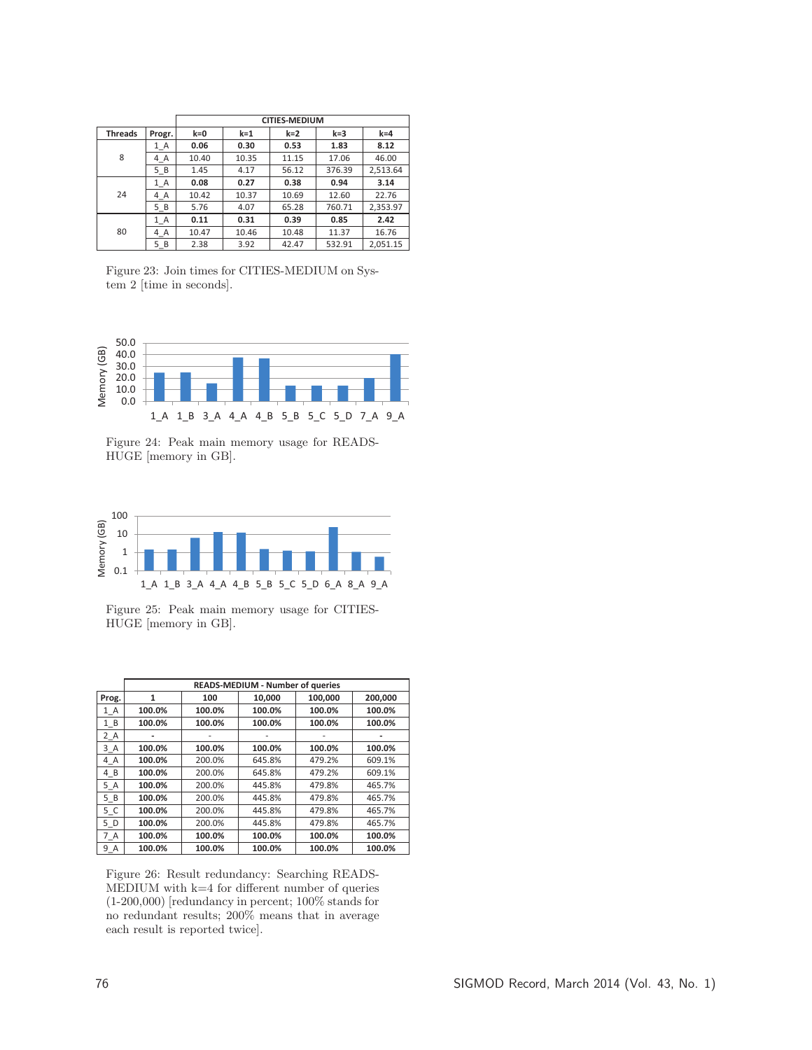| Threads | Progr. | CITIES-MEDIUM | | | | |
|---|---|---|---|---|---|---|
| | | k=0 | k=1 | k=2 | k=3 | k=4 |
| 8 | 1_A | **0.06** | **0.30** | **0.53** | **1.83** | **8.12** |
| | 4_A | 10.40 | 10.35 | 11.15 | 17.06 | 46.00 |
| | 5_B | 1.45 | 4.17 | 56.12 | 376.39 | 2,513.64 |
| 24 | 1_A | **0.08** | **0.27** | **0.38** | **0.94** | **3.14** |
| | 4_A | 10.42 | 10.37 | 10.69 | 12.60 | 22.76 |
| | 5_B | 5.76 | 4.07 | 65.28 | 760.71 | 2,353.97 |
| 80 | 1_A | **0.11** | **0.31** | **0.39** | **0.85** | **2.42** |
| | 4_A | 10.47 | 10.46 | 10.48 | 11.37 | 16.76 |
| | 5_B | 2.38 | 3.92 | 42.47 | 532.91 | 2,051.15 |

Figure 23: Join times for CITIES-MEDIUM on System 2 [time in seconds].

Memory (GB)
50.0
40.0
30.0
20.0
10.0
0.0
1_A 1_B 3_A 4_A 4_B 5_B 5_C 5_D 7_A 9_A

Figure 24: Peak main memory usage for READS-HUGE [memory in GB].

Memory (GB)
100
10
1
0.1
1_A 1_B 3_A 4_A 4_B 5_B 5_C 5_D 6_A 8_A 9_A

Figure 25: Peak main memory usage for CITIES-HUGE [memory in GB].

| Prog. | READS-MEDIUM - Number of queries | | | | |
|---|---|---|---|---|---|
| | 1 | 100 | 10,000 | 100,000 | 200,000 |
| 1_A | **100.0%** | **100.0%** | **100.0%** | **100.0%** | **100.0%** |
| 1_B | **100.0%** | **100.0%** | **100.0%** | **100.0%** | **100.0%** |
| 2_A | - | - | - | - | - |
| 3_A | **100.0%** | **100.0%** | **100.0%** | **100.0%** | **100.0%** |
| 4_A | **100.0%** | 200.0% | 645.8% | 479.2% | 609.1% |
| 4_B | **100.0%** | 200.0% | 645.8% | 479.2% | 609.1% |
| 5_A | **100.0%** | 200.0% | 445.8% | 479.8% | 465.7% |
| 5_B | **100.0%** | 200.0% | 445.8% | 479.8% | 465.7% |
| 5_C | **100.0%** | 200.0% | 445.8% | 479.8% | 465.7% |
| 5_D | **100.0%** | 200.0% | 445.8% | 479.8% | 465.7% |
| 7_A | **100.0%** | **100.0%** | **100.0%** | **100.0%** | **100.0%** |
| 9_A | **100.0%** | **100.0%** | **100.0%** | **100.0%** | **100.0%** |

Figure 26: Result redundancy: Searching READS-MEDIUM with k=4 for different number of queries (1-200,000) [redundancy in percent; 100% stands for no redundant results; 200% means that in average each result is reported twice].